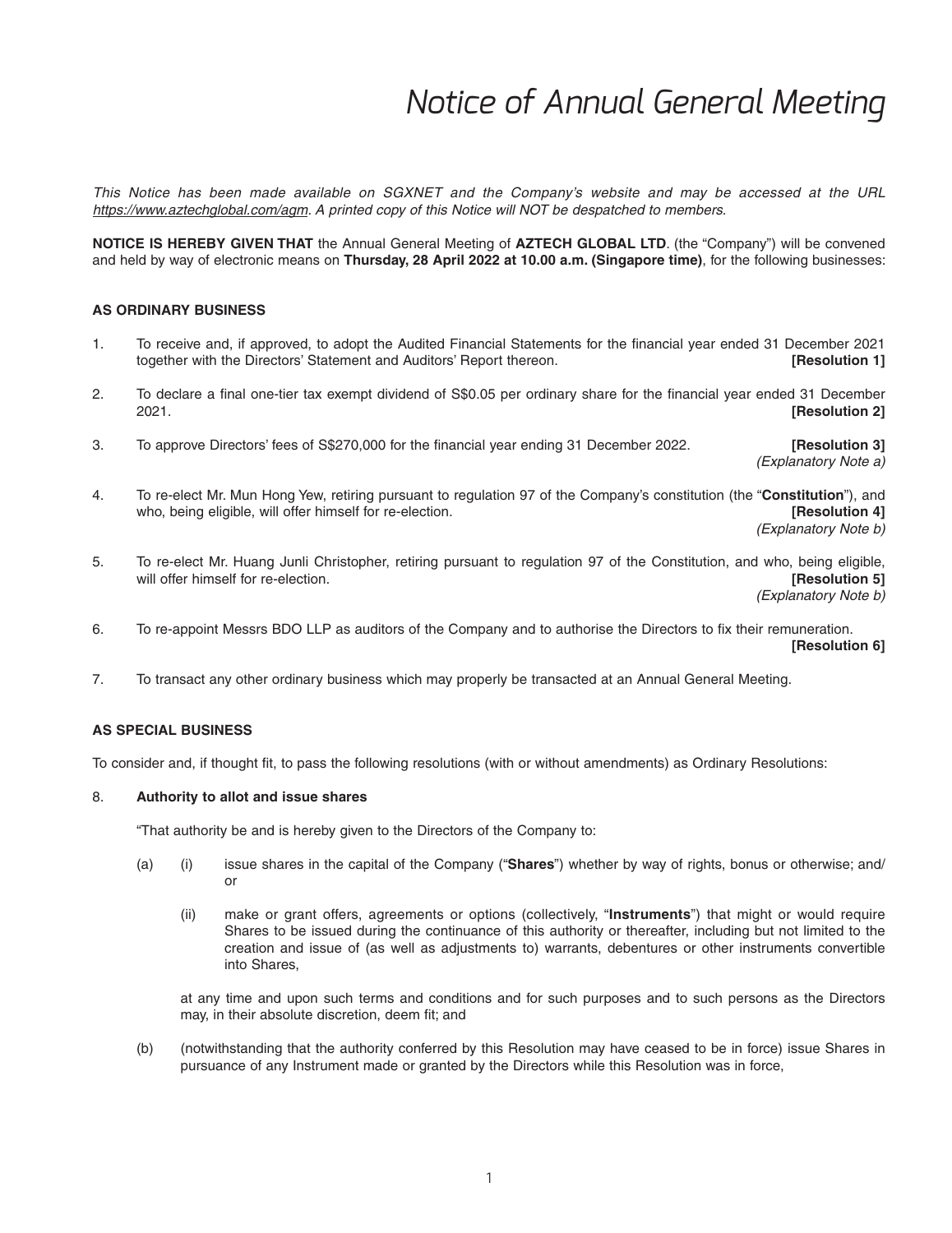# Notice of Annual General Meeting

*This Notice has been made available on SGXNET and the Company's website and may be accessed at the URL https://www.aztechglobal.com/agm. A printed copy of this Notice will NOT be despatched to members.*

**NOTICE IS HEREBY GIVEN THAT** the Annual General Meeting of **AZTECH GLOBAL LTD**. (the "Company") will be convened and held by way of electronic means on **Thursday, 28 April 2022 at 10.00 a.m. (Singapore time)**, for the following businesses:

**AS ORDINARY BUSINESS**

1. To receive and, if approved, to adopt the Audited Financial Statements for the financial year ended 31 December 2021 together with the Directors' Statement and Auditors' Report thereon. **[Resolution 1]**

2. To declare a final one-tier tax exempt dividend of S$0.05 per ordinary share for the financial year ended 31 December 2021. **[Resolution 2]**

3. To approve Directors' fees of S$270,000 for the financial year ending 31 December 2022. **[Resolution 3]**
*(Explanatory Note a)*

4. To re-elect Mr. Mun Hong Yew, retiring pursuant to regulation 97 of the Company's constitution (the "**Constitution**"), and who, being eligible, will offer himself for re-election. **[Resolution 4]**
*(Explanatory Note b)*

5. To re-elect Mr. Huang Junli Christopher, retiring pursuant to regulation 97 of the Constitution, and who, being eligible, will offer himself for re-election. **[Resolution 5]**
*(Explanatory Note b)*

6. To re-appoint Messrs BDO LLP as auditors of the Company and to authorise the Directors to fix their remuneration. **[Resolution 6]**

7. To transact any other ordinary business which may properly be transacted at an Annual General Meeting.

**AS SPECIAL BUSINESS**

To consider and, if thought fit, to pass the following resolutions (with or without amendments) as Ordinary Resolutions:

8. **Authority to allot and issue shares**

   "That authority be and is hereby given to the Directors of the Company to:

   (a) (i) issue shares in the capital of the Company ("**Shares**") whether by way of rights, bonus or otherwise; and/or

   (ii) make or grant offers, agreements or options (collectively, "**Instruments**") that might or would require Shares to be issued during the continuance of this authority or thereafter, including but not limited to the creation and issue of (as well as adjustments to) warrants, debentures or other instruments convertible into Shares,

   at any time and upon such terms and conditions and for such purposes and to such persons as the Directors may, in their absolute discretion, deem fit; and

   (b) (notwithstanding that the authority conferred by this Resolution may have ceased to be in force) issue Shares in pursuance of any Instrument made or granted by the Directors while this Resolution was in force,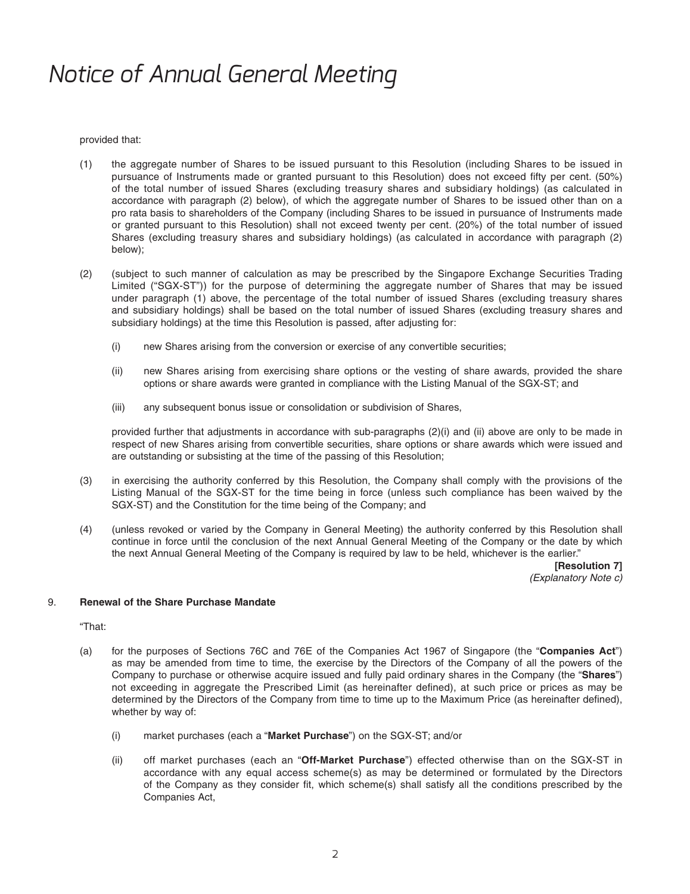# Notice of Annual General Meeting

provided that:

(1) the aggregate number of Shares to be issued pursuant to this Resolution (including Shares to be issued in pursuance of Instruments made or granted pursuant to this Resolution) does not exceed fifty per cent. (50%) of the total number of issued Shares (excluding treasury shares and subsidiary holdings) (as calculated in accordance with paragraph (2) below), of which the aggregate number of Shares to be issued other than on a pro rata basis to shareholders of the Company (including Shares to be issued in pursuance of Instruments made or granted pursuant to this Resolution) shall not exceed twenty per cent. (20%) of the total number of issued Shares (excluding treasury shares and subsidiary holdings) (as calculated in accordance with paragraph (2) below);

(2) (subject to such manner of calculation as may be prescribed by the Singapore Exchange Securities Trading Limited ("SGX-ST")) for the purpose of determining the aggregate number of Shares that may be issued under paragraph (1) above, the percentage of the total number of issued Shares (excluding treasury shares and subsidiary holdings) shall be based on the total number of issued Shares (excluding treasury shares and subsidiary holdings) at the time this Resolution is passed, after adjusting for:

    (i) new Shares arising from the conversion or exercise of any convertible securities;

    (ii) new Shares arising from exercising share options or the vesting of share awards, provided the share options or share awards were granted in compliance with the Listing Manual of the SGX-ST; and

    (iii) any subsequent bonus issue or consolidation or subdivision of Shares,

    provided further that adjustments in accordance with sub-paragraphs (2)(i) and (ii) above are only to be made in respect of new Shares arising from convertible securities, share options or share awards which were issued and are outstanding or subsisting at the time of the passing of this Resolution;

(3) in exercising the authority conferred by this Resolution, the Company shall comply with the provisions of the Listing Manual of the SGX-ST for the time being in force (unless such compliance has been waived by the SGX-ST) and the Constitution for the time being of the Company; and

(4) (unless revoked or varied by the Company in General Meeting) the authority conferred by this Resolution shall continue in force until the conclusion of the next Annual General Meeting of the Company or the date by which the next Annual General Meeting of the Company is required by law to be held, whichever is the earlier."

**[Resolution 7]**
*(Explanatory Note c)*

9. **Renewal of the Share Purchase Mandate**

"That:

(a) for the purposes of Sections 76C and 76E of the Companies Act 1967 of Singapore (the "**Companies Act**") as may be amended from time to time, the exercise by the Directors of the Company of all the powers of the Company to purchase or otherwise acquire issued and fully paid ordinary shares in the Company (the "**Shares**") not exceeding in aggregate the Prescribed Limit (as hereinafter defined), at such price or prices as may be determined by the Directors of the Company from time to time up to the Maximum Price (as hereinafter defined), whether by way of:

    (i) market purchases (each a "**Market Purchase**") on the SGX-ST; and/or

    (ii) off market purchases (each an "**Off-Market Purchase**") effected otherwise than on the SGX-ST in accordance with any equal access scheme(s) as may be determined or formulated by the Directors of the Company as they consider fit, which scheme(s) shall satisfy all the conditions prescribed by the Companies Act,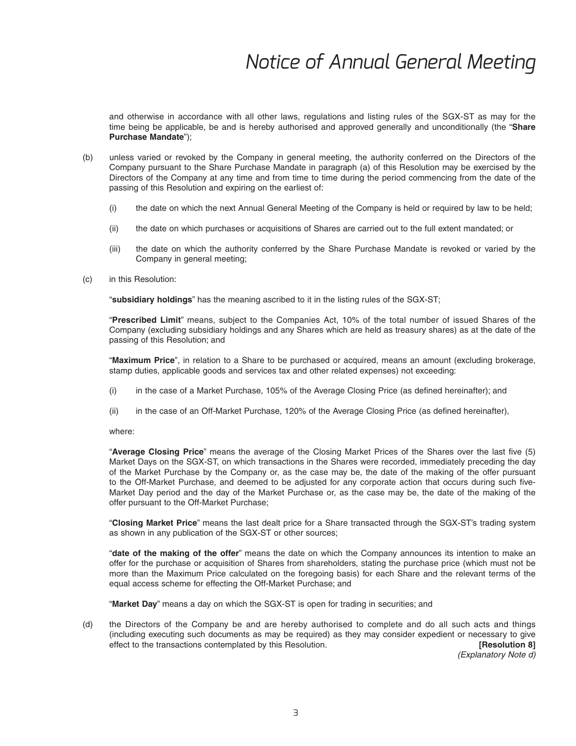and otherwise in accordance with all other laws, regulations and listing rules of the SGX-ST as may for the time being be applicable, be and is hereby authorised and approved generally and unconditionally (the "**Share Purchase Mandate**");

(b) unless varied or revoked by the Company in general meeting, the authority conferred on the Directors of the Company pursuant to the Share Purchase Mandate in paragraph (a) of this Resolution may be exercised by the Directors of the Company at any time and from time to time during the period commencing from the date of the passing of this Resolution and expiring on the earliest of:

(i) the date on which the next Annual General Meeting of the Company is held or required by law to be held;

(ii) the date on which purchases or acquisitions of Shares are carried out to the full extent mandated; or

(iii) the date on which the authority conferred by the Share Purchase Mandate is revoked or varied by the Company in general meeting;

(c) in this Resolution:

"**subsidiary holdings**" has the meaning ascribed to it in the listing rules of the SGX-ST;

"**Prescribed Limit**" means, subject to the Companies Act, 10% of the total number of issued Shares of the Company (excluding subsidiary holdings and any Shares which are held as treasury shares) as at the date of the passing of this Resolution; and

"**Maximum Price**", in relation to a Share to be purchased or acquired, means an amount (excluding brokerage, stamp duties, applicable goods and services tax and other related expenses) not exceeding:

(i) in the case of a Market Purchase, 105% of the Average Closing Price (as defined hereinafter); and

(ii) in the case of an Off-Market Purchase, 120% of the Average Closing Price (as defined hereinafter),

where:

"**Average Closing Price**" means the average of the Closing Market Prices of the Shares over the last five (5) Market Days on the SGX-ST, on which transactions in the Shares were recorded, immediately preceding the day of the Market Purchase by the Company or, as the case may be, the date of the making of the offer pursuant to the Off-Market Purchase, and deemed to be adjusted for any corporate action that occurs during such five-Market Day period and the day of the Market Purchase or, as the case may be, the date of the making of the offer pursuant to the Off-Market Purchase;

"**Closing Market Price**" means the last dealt price for a Share transacted through the SGX-ST's trading system as shown in any publication of the SGX-ST or other sources;

"**date of the making of the offer**" means the date on which the Company announces its intention to make an offer for the purchase or acquisition of Shares from shareholders, stating the purchase price (which must not be more than the Maximum Price calculated on the foregoing basis) for each Share and the relevant terms of the equal access scheme for effecting the Off-Market Purchase; and

"**Market Day**" means a day on which the SGX-ST is open for trading in securities; and

(d) the Directors of the Company be and are hereby authorised to complete and do all such acts and things (including executing such documents as may be required) as they may consider expedient or necessary to give effect to the transactions contemplated by this Resolution. **[Resolution 8]**

*(Explanatory Note d)*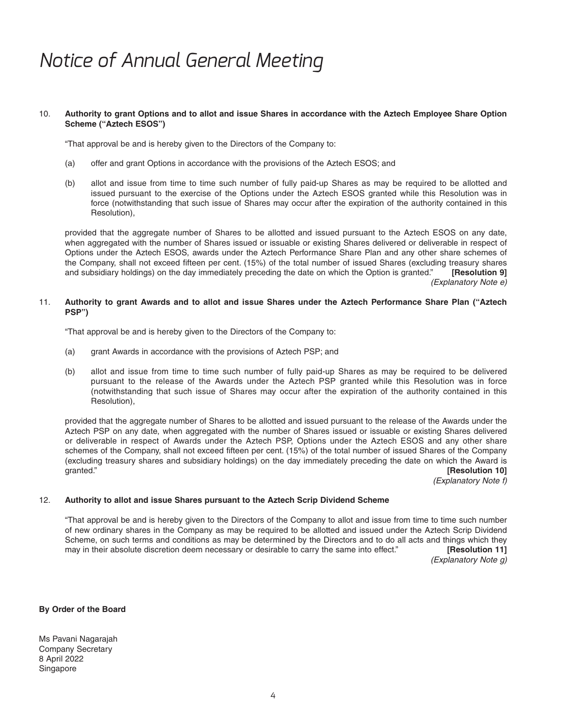# Notice of Annual General Meeting

10. **Authority to grant Options and to allot and issue Shares in accordance with the Aztech Employee Share Option Scheme ("Aztech ESOS")**

    "That approval be and is hereby given to the Directors of the Company to:

    (a) offer and grant Options in accordance with the provisions of the Aztech ESOS; and

    (b) allot and issue from time to time such number of fully paid-up Shares as may be required to be allotted and issued pursuant to the exercise of the Options under the Aztech ESOS granted while this Resolution was in force (notwithstanding that such issue of Shares may occur after the expiration of the authority contained in this Resolution),

    provided that the aggregate number of Shares to be allotted and issued pursuant to the Aztech ESOS on any date, when aggregated with the number of Shares issued or issuable or existing Shares delivered or deliverable in respect of Options under the Aztech ESOS, awards under the Aztech Performance Share Plan and any other share schemes of the Company, shall not exceed fifteen per cent. (15%) of the total number of issued Shares (excluding treasury shares and subsidiary holdings) on the day immediately preceding the date on which the Option is granted." **[Resolution 9]**
    *(Explanatory Note e)*

11. **Authority to grant Awards and to allot and issue Shares under the Aztech Performance Share Plan ("Aztech PSP")**

    "That approval be and is hereby given to the Directors of the Company to:

    (a) grant Awards in accordance with the provisions of Aztech PSP; and

    (b) allot and issue from time to time such number of fully paid-up Shares as may be required to be delivered pursuant to the release of the Awards under the Aztech PSP granted while this Resolution was in force (notwithstanding that such issue of Shares may occur after the expiration of the authority contained in this Resolution),

    provided that the aggregate number of Shares to be allotted and issued pursuant to the release of the Awards under the Aztech PSP on any date, when aggregated with the number of Shares issued or issuable or existing Shares delivered or deliverable in respect of Awards under the Aztech PSP, Options under the Aztech ESOS and any other share schemes of the Company, shall not exceed fifteen per cent. (15%) of the total number of issued Shares of the Company (excluding treasury shares and subsidiary holdings) on the day immediately preceding the date on which the Award is granted." **[Resolution 10]**
    *(Explanatory Note f)*

12. **Authority to allot and issue Shares pursuant to the Aztech Scrip Dividend Scheme**

    "That approval be and is hereby given to the Directors of the Company to allot and issue from time to time such number of new ordinary shares in the Company as may be required to be allotted and issued under the Aztech Scrip Dividend Scheme, on such terms and conditions as may be determined by the Directors and to do all acts and things which they may in their absolute discretion deem necessary or desirable to carry the same into effect." **[Resolution 11]**
    *(Explanatory Note g)*

**By Order of the Board**

Ms Pavani Nagarajah
Company Secretary
8 April 2022
Singapore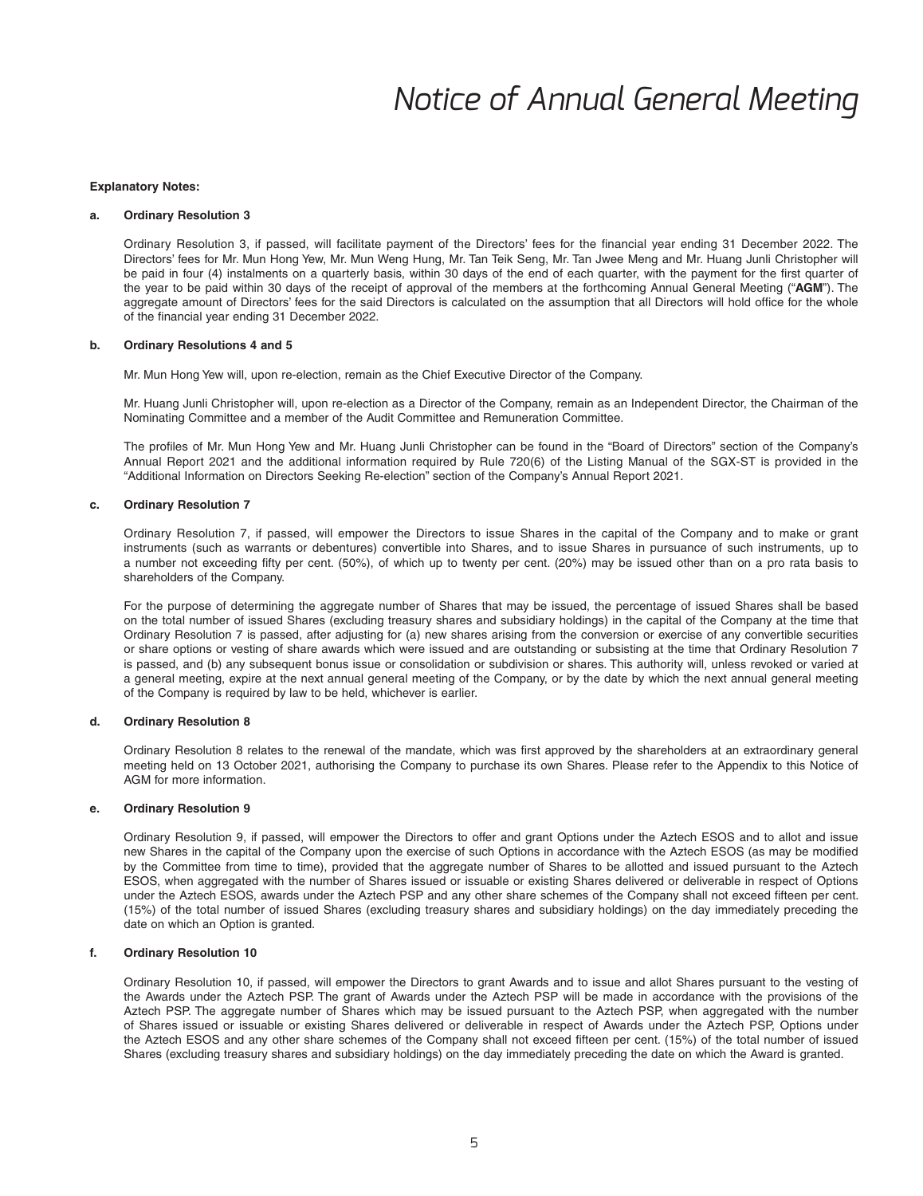# Notice of Annual General Meeting

**Explanatory Notes:**

**a. Ordinary Resolution 3**

Ordinary Resolution 3, if passed, will facilitate payment of the Directors' fees for the financial year ending 31 December 2022. The Directors' fees for Mr. Mun Hong Yew, Mr. Mun Weng Hung, Mr. Tan Teik Seng, Mr. Tan Jwee Meng and Mr. Huang Junli Christopher will be paid in four (4) instalments on a quarterly basis, within 30 days of the end of each quarter, with the payment for the first quarter of the year to be paid within 30 days of the receipt of approval of the members at the forthcoming Annual General Meeting ("**AGM**"). The aggregate amount of Directors' fees for the said Directors is calculated on the assumption that all Directors will hold office for the whole of the financial year ending 31 December 2022.

**b. Ordinary Resolutions 4 and 5**

Mr. Mun Hong Yew will, upon re-election, remain as the Chief Executive Director of the Company.

Mr. Huang Junli Christopher will, upon re-election as a Director of the Company, remain as an Independent Director, the Chairman of the Nominating Committee and a member of the Audit Committee and Remuneration Committee.

The profiles of Mr. Mun Hong Yew and Mr. Huang Junli Christopher can be found in the "Board of Directors" section of the Company's Annual Report 2021 and the additional information required by Rule 720(6) of the Listing Manual of the SGX-ST is provided in the "Additional Information on Directors Seeking Re-election" section of the Company's Annual Report 2021.

**c. Ordinary Resolution 7**

Ordinary Resolution 7, if passed, will empower the Directors to issue Shares in the capital of the Company and to make or grant instruments (such as warrants or debentures) convertible into Shares, and to issue Shares in pursuance of such instruments, up to a number not exceeding fifty per cent. (50%), of which up to twenty per cent. (20%) may be issued other than on a pro rata basis to shareholders of the Company.

For the purpose of determining the aggregate number of Shares that may be issued, the percentage of issued Shares shall be based on the total number of issued Shares (excluding treasury shares and subsidiary holdings) in the capital of the Company at the time that Ordinary Resolution 7 is passed, after adjusting for (a) new shares arising from the conversion or exercise of any convertible securities or share options or vesting of share awards which were issued and are outstanding or subsisting at the time that Ordinary Resolution 7 is passed, and (b) any subsequent bonus issue or consolidation or subdivision or shares. This authority will, unless revoked or varied at a general meeting, expire at the next annual general meeting of the Company, or by the date by which the next annual general meeting of the Company is required by law to be held, whichever is earlier.

**d. Ordinary Resolution 8**

Ordinary Resolution 8 relates to the renewal of the mandate, which was first approved by the shareholders at an extraordinary general meeting held on 13 October 2021, authorising the Company to purchase its own Shares. Please refer to the Appendix to this Notice of AGM for more information.

**e. Ordinary Resolution 9**

Ordinary Resolution 9, if passed, will empower the Directors to offer and grant Options under the Aztech ESOS and to allot and issue new Shares in the capital of the Company upon the exercise of such Options in accordance with the Aztech ESOS (as may be modified by the Committee from time to time), provided that the aggregate number of Shares to be allotted and issued pursuant to the Aztech ESOS, when aggregated with the number of Shares issued or issuable or existing Shares delivered or deliverable in respect of Options under the Aztech ESOS, awards under the Aztech PSP and any other share schemes of the Company shall not exceed fifteen per cent. (15%) of the total number of issued Shares (excluding treasury shares and subsidiary holdings) on the day immediately preceding the date on which an Option is granted.

**f. Ordinary Resolution 10**

Ordinary Resolution 10, if passed, will empower the Directors to grant Awards and to issue and allot Shares pursuant to the vesting of the Awards under the Aztech PSP. The grant of Awards under the Aztech PSP will be made in accordance with the provisions of the Aztech PSP. The aggregate number of Shares which may be issued pursuant to the Aztech PSP, when aggregated with the number of Shares issued or issuable or existing Shares delivered or deliverable in respect of Awards under the Aztech PSP, Options under the Aztech ESOS and any other share schemes of the Company shall not exceed fifteen per cent. (15%) of the total number of issued Shares (excluding treasury shares and subsidiary holdings) on the day immediately preceding the date on which the Award is granted.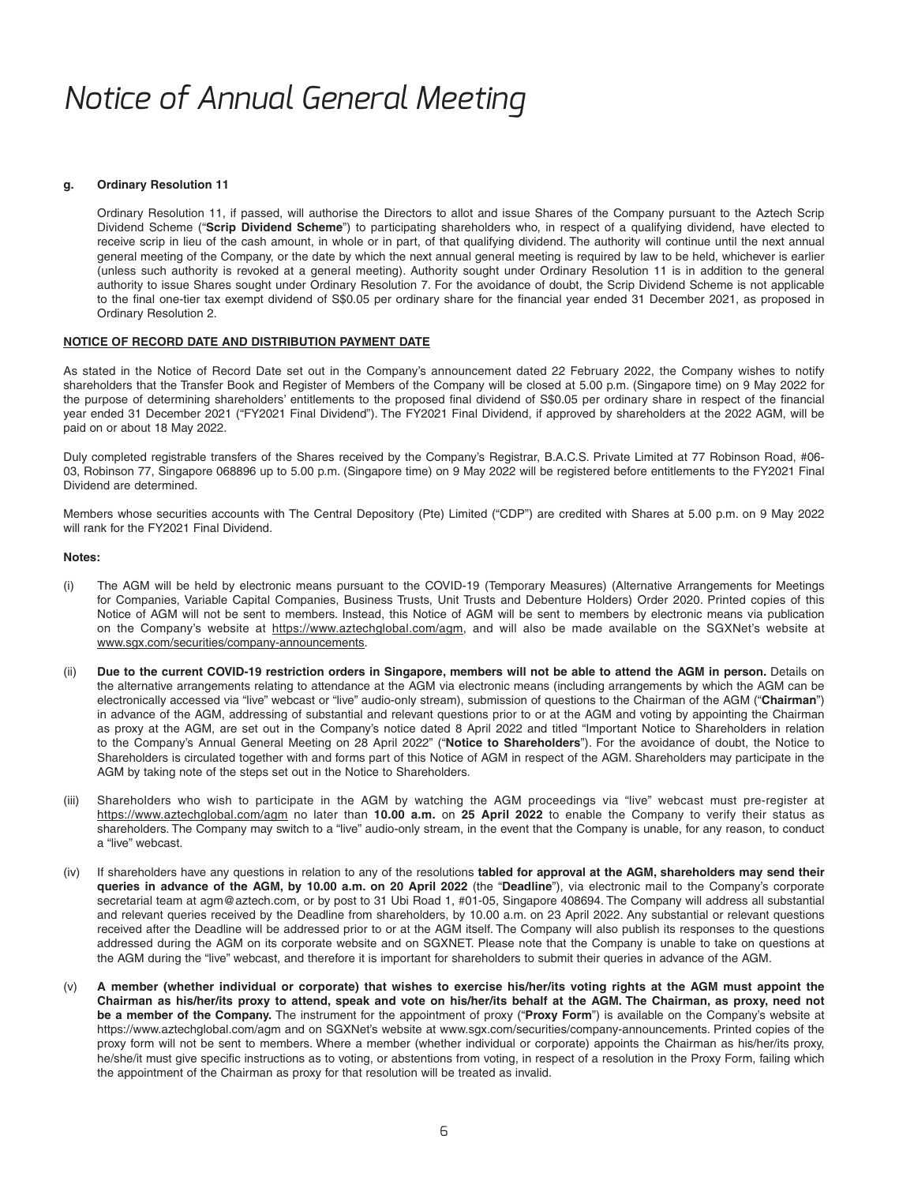# Notice of Annual General Meeting

**g. Ordinary Resolution 11**

Ordinary Resolution 11, if passed, will authorise the Directors to allot and issue Shares of the Company pursuant to the Aztech Scrip Dividend Scheme ("**Scrip Dividend Scheme**") to participating shareholders who, in respect of a qualifying dividend, have elected to receive scrip in lieu of the cash amount, in whole or in part, of that qualifying dividend. The authority will continue until the next annual general meeting of the Company, or the date by which the next annual general meeting is required by law to be held, whichever is earlier (unless such authority is revoked at a general meeting). Authority sought under Ordinary Resolution 11 is in addition to the general authority to issue Shares sought under Ordinary Resolution 7. For the avoidance of doubt, the Scrip Dividend Scheme is not applicable to the final one-tier tax exempt dividend of S$0.05 per ordinary share for the financial year ended 31 December 2021, as proposed in Ordinary Resolution 2.

**NOTICE OF RECORD DATE AND DISTRIBUTION PAYMENT DATE**

As stated in the Notice of Record Date set out in the Company's announcement dated 22 February 2022, the Company wishes to notify shareholders that the Transfer Book and Register of Members of the Company will be closed at 5.00 p.m. (Singapore time) on 9 May 2022 for the purpose of determining shareholders' entitlements to the proposed final dividend of S$0.05 per ordinary share in respect of the financial year ended 31 December 2021 ("FY2021 Final Dividend"). The FY2021 Final Dividend, if approved by shareholders at the 2022 AGM, will be paid on or about 18 May 2022.

Duly completed registrable transfers of the Shares received by the Company's Registrar, B.A.C.S. Private Limited at 77 Robinson Road, #06-03, Robinson 77, Singapore 068896 up to 5.00 p.m. (Singapore time) on 9 May 2022 will be registered before entitlements to the FY2021 Final Dividend are determined.

Members whose securities accounts with The Central Depository (Pte) Limited ("CDP") are credited with Shares at 5.00 p.m. on 9 May 2022 will rank for the FY2021 Final Dividend.

**Notes:**

(i) The AGM will be held by electronic means pursuant to the COVID-19 (Temporary Measures) (Alternative Arrangements for Meetings for Companies, Variable Capital Companies, Business Trusts, Unit Trusts and Debenture Holders) Order 2020. Printed copies of this Notice of AGM will not be sent to members. Instead, this Notice of AGM will be sent to members by electronic means via publication on the Company's website at https://www.aztechglobal.com/agm, and will also be made available on the SGXNet's website at www.sgx.com/securities/company-announcements.

(ii) **Due to the current COVID-19 restriction orders in Singapore, members will not be able to attend the AGM in person.** Details on the alternative arrangements relating to attendance at the AGM via electronic means (including arrangements by which the AGM can be electronically accessed via "live" webcast or "live" audio-only stream), submission of questions to the Chairman of the AGM ("**Chairman**") in advance of the AGM, addressing of substantial and relevant questions prior to or at the AGM and voting by appointing the Chairman as proxy at the AGM, are set out in the Company's notice dated 8 April 2022 and titled "Important Notice to Shareholders in relation to the Company's Annual General Meeting on 28 April 2022" ("**Notice to Shareholders**"). For the avoidance of doubt, the Notice to Shareholders is circulated together with and forms part of this Notice of AGM in respect of the AGM. Shareholders may participate in the AGM by taking note of the steps set out in the Notice to Shareholders.

(iii) Shareholders who wish to participate in the AGM by watching the AGM proceedings via "live" webcast must pre-register at https://www.aztechglobal.com/agm no later than **10.00 a.m.** on **25 April 2022** to enable the Company to verify their status as shareholders. The Company may switch to a "live" audio-only stream, in the event that the Company is unable, for any reason, to conduct a "live" webcast.

(iv) If shareholders have any questions in relation to any of the resolutions **tabled for approval at the AGM, shareholders may send their queries in advance of the AGM, by 10.00 a.m. on 20 April 2022** (the "**Deadline**"), via electronic mail to the Company's corporate secretarial team at agm@aztech.com, or by post to 31 Ubi Road 1, #01-05, Singapore 408694. The Company will address all substantial and relevant queries received by the Deadline from shareholders, by 10.00 a.m. on 23 April 2022. Any substantial or relevant questions received after the Deadline will be addressed prior to or at the AGM itself. The Company will also publish its responses to the questions addressed during the AGM on its corporate website and on SGXNET. Please note that the Company is unable to take on questions at the AGM during the "live" webcast, and therefore it is important for shareholders to submit their queries in advance of the AGM.

(v) **A member (whether individual or corporate) that wishes to exercise his/her/its voting rights at the AGM must appoint the Chairman as his/her/its proxy to attend, speak and vote on his/her/its behalf at the AGM. The Chairman, as proxy, need not be a member of the Company.** The instrument for the appointment of proxy ("**Proxy Form**") is available on the Company's website at https://www.aztechglobal.com/agm and on SGXNet's website at www.sgx.com/securities/company-announcements. Printed copies of the proxy form will not be sent to members. Where a member (whether individual or corporate) appoints the Chairman as his/her/its proxy, he/she/it must give specific instructions as to voting, or abstentions from voting, in respect of a resolution in the Proxy Form, failing which the appointment of the Chairman as proxy for that resolution will be treated as invalid.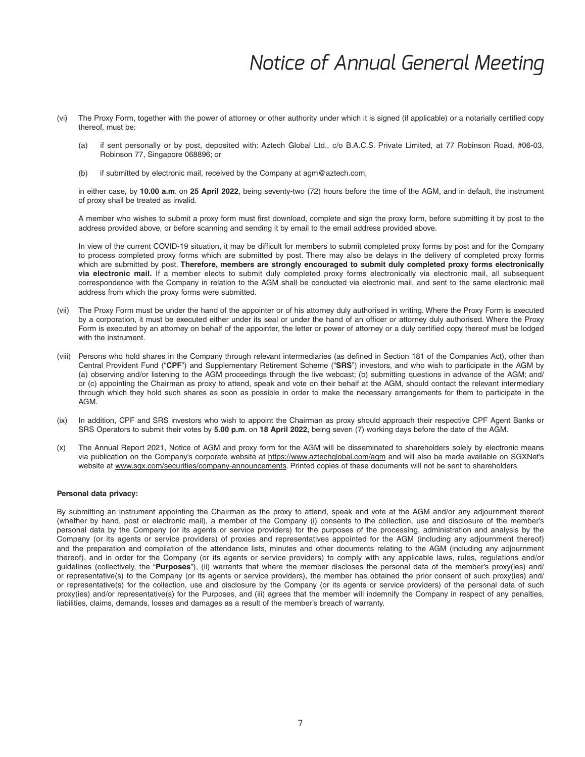# Notice of Annual General Meeting

(vi) The Proxy Form, together with the power of attorney or other authority under which it is signed (if applicable) or a notarially certified copy thereof, must be:

   (a) if sent personally or by post, deposited with: Aztech Global Ltd., c/o B.A.C.S. Private Limited, at 77 Robinson Road, #06-03, Robinson 77, Singapore 068896; or

   (b) if submitted by electronic mail, received by the Company at agm@aztech.com,

   in either case, by **10.00 a.m**. on **25 April 2022**, being seventy-two (72) hours before the time of the AGM, and in default, the instrument of proxy shall be treated as invalid.

   A member who wishes to submit a proxy form must first download, complete and sign the proxy form, before submitting it by post to the address provided above, or before scanning and sending it by email to the email address provided above.

   In view of the current COVID-19 situation, it may be difficult for members to submit completed proxy forms by post and for the Company to process completed proxy forms which are submitted by post. There may also be delays in the delivery of completed proxy forms which are submitted by post. **Therefore, members are strongly encouraged to submit duly completed proxy forms electronically via electronic mail.** If a member elects to submit duly completed proxy forms electronically via electronic mail, all subsequent correspondence with the Company in relation to the AGM shall be conducted via electronic mail, and sent to the same electronic mail address from which the proxy forms were submitted.

(vii) The Proxy Form must be under the hand of the appointer or of his attorney duly authorised in writing. Where the Proxy Form is executed by a corporation, it must be executed either under its seal or under the hand of an officer or attorney duly authorised. Where the Proxy Form is executed by an attorney on behalf of the appointer, the letter or power of attorney or a duly certified copy thereof must be lodged with the instrument.

(viii) Persons who hold shares in the Company through relevant intermediaries (as defined in Section 181 of the Companies Act), other than Central Provident Fund ("**CPF**") and Supplementary Retirement Scheme ("**SRS**") investors, and who wish to participate in the AGM by (a) observing and/or listening to the AGM proceedings through the live webcast; (b) submitting questions in advance of the AGM; and/or (c) appointing the Chairman as proxy to attend, speak and vote on their behalf at the AGM, should contact the relevant intermediary through which they hold such shares as soon as possible in order to make the necessary arrangements for them to participate in the AGM.

(ix) In addition, CPF and SRS investors who wish to appoint the Chairman as proxy should approach their respective CPF Agent Banks or SRS Operators to submit their votes by **5.00 p.m**. on **18 April 2022,** being seven (7) working days before the date of the AGM.

(x) The Annual Report 2021, Notice of AGM and proxy form for the AGM will be disseminated to shareholders solely by electronic means via publication on the Company's corporate website at https://www.aztechglobal.com/agm and will also be made available on SGXNet's website at www.sgx.com/securities/company-announcements. Printed copies of these documents will not be sent to shareholders.

**Personal data privacy:**

By submitting an instrument appointing the Chairman as the proxy to attend, speak and vote at the AGM and/or any adjournment thereof (whether by hand, post or electronic mail), a member of the Company (i) consents to the collection, use and disclosure of the member's personal data by the Company (or its agents or service providers) for the purposes of the processing, administration and analysis by the Company (or its agents or service providers) of proxies and representatives appointed for the AGM (including any adjournment thereof) and the preparation and compilation of the attendance lists, minutes and other documents relating to the AGM (including any adjournment thereof), and in order for the Company (or its agents or service providers) to comply with any applicable laws, rules, regulations and/or guidelines (collectively, the "**Purposes**"), (ii) warrants that where the member discloses the personal data of the member's proxy(ies) and/or representative(s) to the Company (or its agents or service providers), the member has obtained the prior consent of such proxy(ies) and/or representative(s) for the collection, use and disclosure by the Company (or its agents or service providers) of the personal data of such proxy(ies) and/or representative(s) for the Purposes, and (iii) agrees that the member will indemnify the Company in respect of any penalties, liabilities, claims, demands, losses and damages as a result of the member's breach of warranty.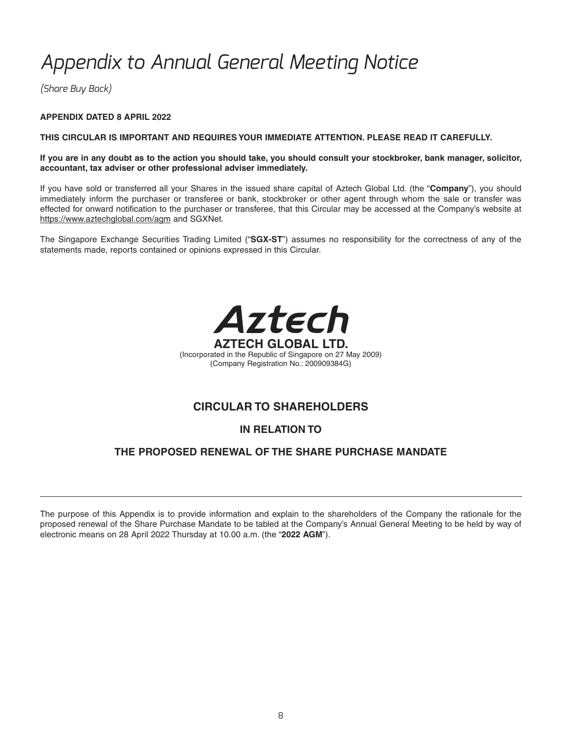# Appendix to Annual General Meeting Notice

*(Share Buy Back)*

**APPENDIX DATED 8 APRIL 2022**

**THIS CIRCULAR IS IMPORTANT AND REQUIRES YOUR IMMEDIATE ATTENTION. PLEASE READ IT CAREFULLY.**

**If you are in any doubt as to the action you should take, you should consult your stockbroker, bank manager, solicitor, accountant, tax adviser or other professional adviser immediately.**

If you have sold or transferred all your Shares in the issued share capital of Aztech Global Ltd. (the "**Company**"), you should immediately inform the purchaser or transferee or bank, stockbroker or other agent through whom the sale or transfer was effected for onward notification to the purchaser or transferee, that this Circular may be accessed at the Company's website at https://www.aztechglobal.com/agm and SGXNet.

The Singapore Exchange Securities Trading Limited ("**SGX-ST**") assumes no responsibility for the correctness of any of the statements made, reports contained or opinions expressed in this Circular.

Aztech

**AZTECH GLOBAL LTD.**

(Incorporated in the Republic of Singapore on 27 May 2009)
(Company Registration No.: 200909384G)

## CIRCULAR TO SHAREHOLDERS

## IN RELATION TO

## THE PROPOSED RENEWAL OF THE SHARE PURCHASE MANDATE

---

The purpose of this Appendix is to provide information and explain to the shareholders of the Company the rationale for the proposed renewal of the Share Purchase Mandate to be tabled at the Company's Annual General Meeting to be held by way of electronic means on 28 April 2022 Thursday at 10.00 a.m. (the "**2022 AGM**").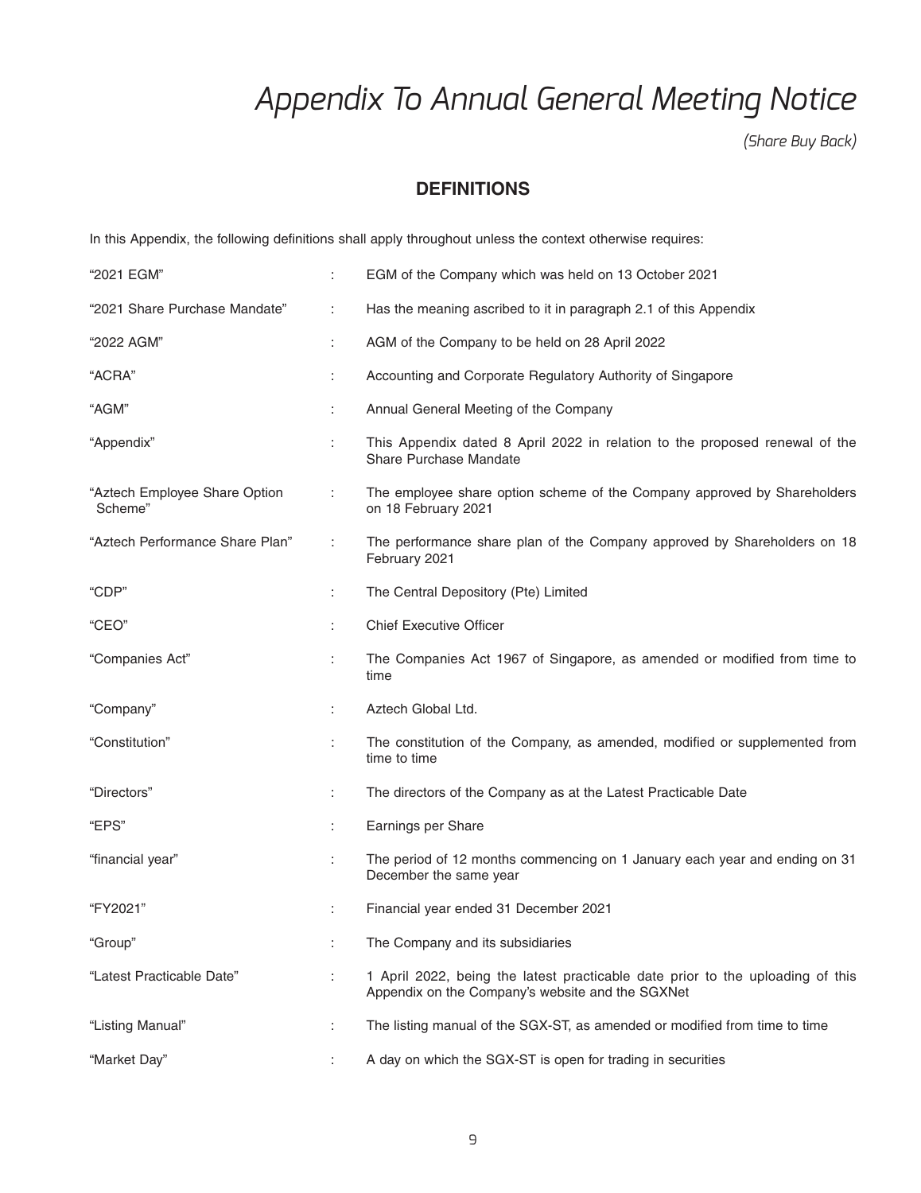# Appendix To Annual General Meeting Notice

*(Share Buy Back)*

## DEFINITIONS

In this Appendix, the following definitions shall apply throughout unless the context otherwise requires:

| | | |
|---|---|---|
| "2021 EGM" | : | EGM of the Company which was held on 13 October 2021 |
| "2021 Share Purchase Mandate" | : | Has the meaning ascribed to it in paragraph 2.1 of this Appendix |
| "2022 AGM" | : | AGM of the Company to be held on 28 April 2022 |
| "ACRA" | : | Accounting and Corporate Regulatory Authority of Singapore |
| "AGM" | : | Annual General Meeting of the Company |
| "Appendix" | : | This Appendix dated 8 April 2022 in relation to the proposed renewal of the Share Purchase Mandate |
| "Aztech Employee Share Option Scheme" | : | The employee share option scheme of the Company approved by Shareholders on 18 February 2021 |
| "Aztech Performance Share Plan" | : | The performance share plan of the Company approved by Shareholders on 18 February 2021 |
| "CDP" | : | The Central Depository (Pte) Limited |
| "CEO" | : | Chief Executive Officer |
| "Companies Act" | : | The Companies Act 1967 of Singapore, as amended or modified from time to time |
| "Company" | : | Aztech Global Ltd. |
| "Constitution" | : | The constitution of the Company, as amended, modified or supplemented from time to time |
| "Directors" | : | The directors of the Company as at the Latest Practicable Date |
| "EPS" | : | Earnings per Share |
| "financial year" | : | The period of 12 months commencing on 1 January each year and ending on 31 December the same year |
| "FY2021" | : | Financial year ended 31 December 2021 |
| "Group" | : | The Company and its subsidiaries |
| "Latest Practicable Date" | : | 1 April 2022, being the latest practicable date prior to the uploading of this Appendix on the Company's website and the SGXNet |
| "Listing Manual" | : | The listing manual of the SGX-ST, as amended or modified from time to time |
| "Market Day" | : | A day on which the SGX-ST is open for trading in securities |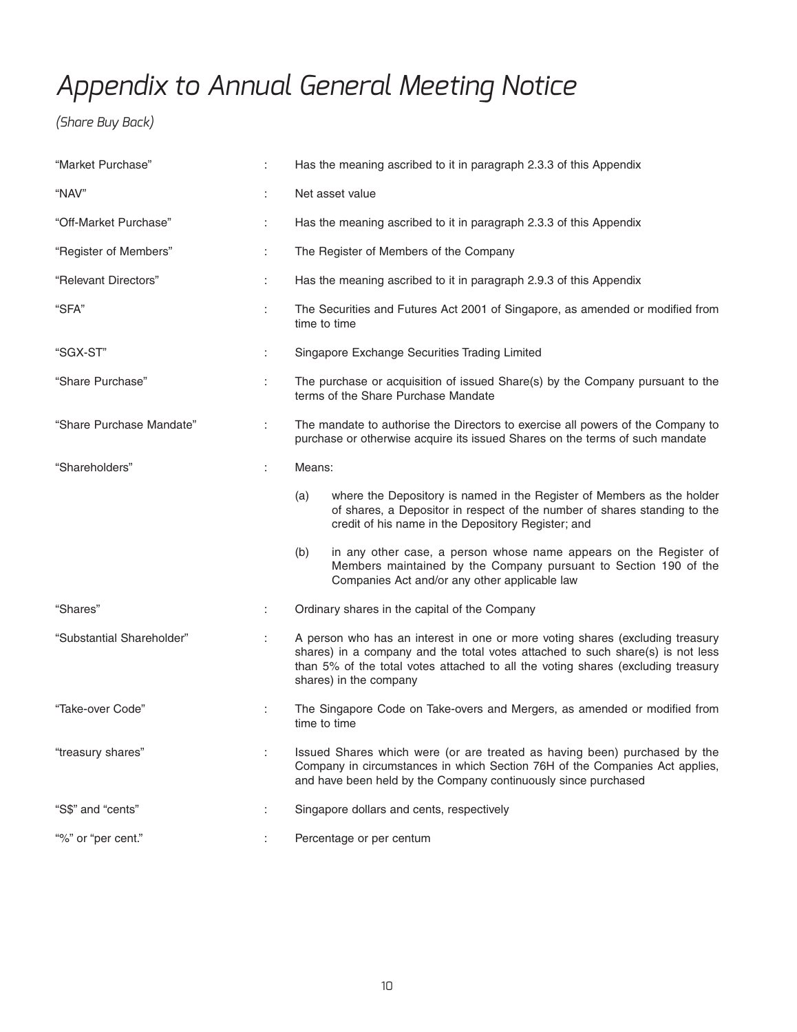# Appendix to Annual General Meeting Notice

*(Share Buy Back)*

| | | |
|---|---|---|
| "Market Purchase" | : | Has the meaning ascribed to it in paragraph 2.3.3 of this Appendix |
| "NAV" | : | Net asset value |
| "Off-Market Purchase" | : | Has the meaning ascribed to it in paragraph 2.3.3 of this Appendix |
| "Register of Members" | : | The Register of Members of the Company |
| "Relevant Directors" | : | Has the meaning ascribed to it in paragraph 2.9.3 of this Appendix |
| "SFA" | : | The Securities and Futures Act 2001 of Singapore, as amended or modified from time to time |
| "SGX-ST" | : | Singapore Exchange Securities Trading Limited |
| "Share Purchase" | : | The purchase or acquisition of issued Share(s) by the Company pursuant to the terms of the Share Purchase Mandate |
| "Share Purchase Mandate" | : | The mandate to authorise the Directors to exercise all powers of the Company to purchase or otherwise acquire its issued Shares on the terms of such mandate |
| "Shareholders" | : | Means:<br><br>(a) where the Depository is named in the Register of Members as the holder of shares, a Depositor in respect of the number of shares standing to the credit of his name in the Depository Register; and<br><br>(b) in any other case, a person whose name appears on the Register of Members maintained by the Company pursuant to Section 190 of the Companies Act and/or any other applicable law |
| "Shares" | : | Ordinary shares in the capital of the Company |
| "Substantial Shareholder" | : | A person who has an interest in one or more voting shares (excluding treasury shares) in a company and the total votes attached to such share(s) is not less than 5% of the total votes attached to all the voting shares (excluding treasury shares) in the company |
| "Take-over Code" | : | The Singapore Code on Take-overs and Mergers, as amended or modified from time to time |
| "treasury shares" | : | Issued Shares which were (or are treated as having been) purchased by the Company in circumstances in which Section 76H of the Companies Act applies, and have been held by the Company continuously since purchased |
| "S$" and "cents" | : | Singapore dollars and cents, respectively |
| "%" or "per cent." | : | Percentage or per centum |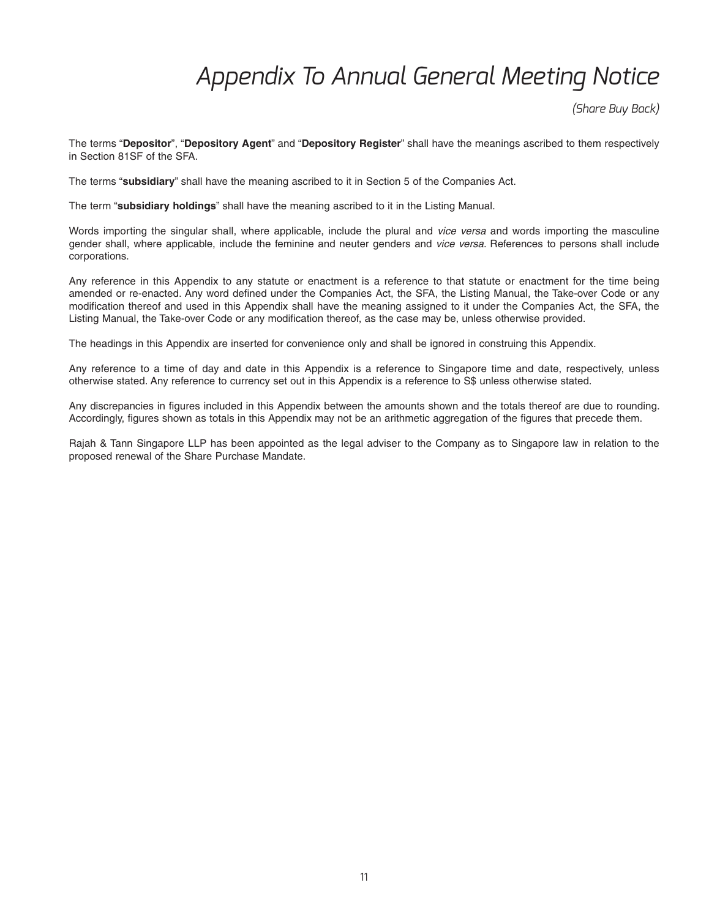# Appendix To Annual General Meeting Notice

*(Share Buy Back)*

The terms "**Depositor**", "**Depository Agent**" and "**Depository Register**" shall have the meanings ascribed to them respectively in Section 81SF of the SFA.

The terms "**subsidiary**" shall have the meaning ascribed to it in Section 5 of the Companies Act.

The term "**subsidiary holdings**" shall have the meaning ascribed to it in the Listing Manual.

Words importing the singular shall, where applicable, include the plural and *vice versa* and words importing the masculine gender shall, where applicable, include the feminine and neuter genders and *vice versa*. References to persons shall include corporations.

Any reference in this Appendix to any statute or enactment is a reference to that statute or enactment for the time being amended or re-enacted. Any word defined under the Companies Act, the SFA, the Listing Manual, the Take-over Code or any modification thereof and used in this Appendix shall have the meaning assigned to it under the Companies Act, the SFA, the Listing Manual, the Take-over Code or any modification thereof, as the case may be, unless otherwise provided.

The headings in this Appendix are inserted for convenience only and shall be ignored in construing this Appendix.

Any reference to a time of day and date in this Appendix is a reference to Singapore time and date, respectively, unless otherwise stated. Any reference to currency set out in this Appendix is a reference to S$ unless otherwise stated.

Any discrepancies in figures included in this Appendix between the amounts shown and the totals thereof are due to rounding. Accordingly, figures shown as totals in this Appendix may not be an arithmetic aggregation of the figures that precede them.

Rajah & Tann Singapore LLP has been appointed as the legal adviser to the Company as to Singapore law in relation to the proposed renewal of the Share Purchase Mandate.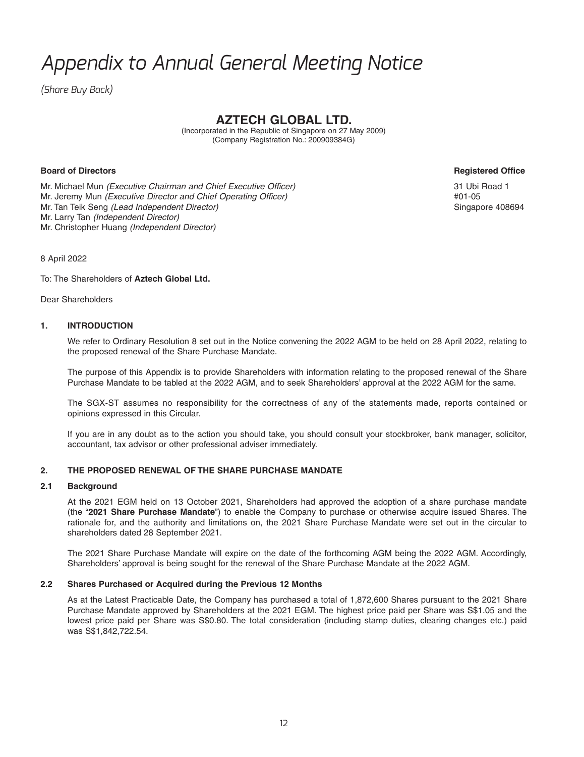# Appendix to Annual General Meeting Notice

*(Share Buy Back)*

## AZTECH GLOBAL LTD.

(Incorporated in the Republic of Singapore on 27 May 2009)
(Company Registration No.: 200909384G)

**Board of Directors**

Mr. Michael Mun *(Executive Chairman and Chief Executive Officer)*
Mr. Jeremy Mun *(Executive Director and Chief Operating Officer)*
Mr. Tan Teik Seng *(Lead Independent Director)*
Mr. Larry Tan *(Independent Director)*
Mr. Christopher Huang *(Independent Director)*

**Registered Office**

31 Ubi Road 1
#01-05
Singapore 408694

8 April 2022

To: The Shareholders of **Aztech Global Ltd.**

Dear Shareholders

### 1. INTRODUCTION

We refer to Ordinary Resolution 8 set out in the Notice convening the 2022 AGM to be held on 28 April 2022, relating to the proposed renewal of the Share Purchase Mandate.

The purpose of this Appendix is to provide Shareholders with information relating to the proposed renewal of the Share Purchase Mandate to be tabled at the 2022 AGM, and to seek Shareholders' approval at the 2022 AGM for the same.

The SGX-ST assumes no responsibility for the correctness of any of the statements made, reports contained or opinions expressed in this Circular.

If you are in any doubt as to the action you should take, you should consult your stockbroker, bank manager, solicitor, accountant, tax advisor or other professional adviser immediately.

### 2. THE PROPOSED RENEWAL OF THE SHARE PURCHASE MANDATE

#### 2.1 Background

At the 2021 EGM held on 13 October 2021, Shareholders had approved the adoption of a share purchase mandate (the "**2021 Share Purchase Mandate**") to enable the Company to purchase or otherwise acquire issued Shares. The rationale for, and the authority and limitations on, the 2021 Share Purchase Mandate were set out in the circular to shareholders dated 28 September 2021.

The 2021 Share Purchase Mandate will expire on the date of the forthcoming AGM being the 2022 AGM. Accordingly, Shareholders' approval is being sought for the renewal of the Share Purchase Mandate at the 2022 AGM.

#### 2.2 Shares Purchased or Acquired during the Previous 12 Months

As at the Latest Practicable Date, the Company has purchased a total of 1,872,600 Shares pursuant to the 2021 Share Purchase Mandate approved by Shareholders at the 2021 EGM. The highest price paid per Share was S$1.05 and the lowest price paid per Share was S$0.80. The total consideration (including stamp duties, clearing changes etc.) paid was S$1,842,722.54.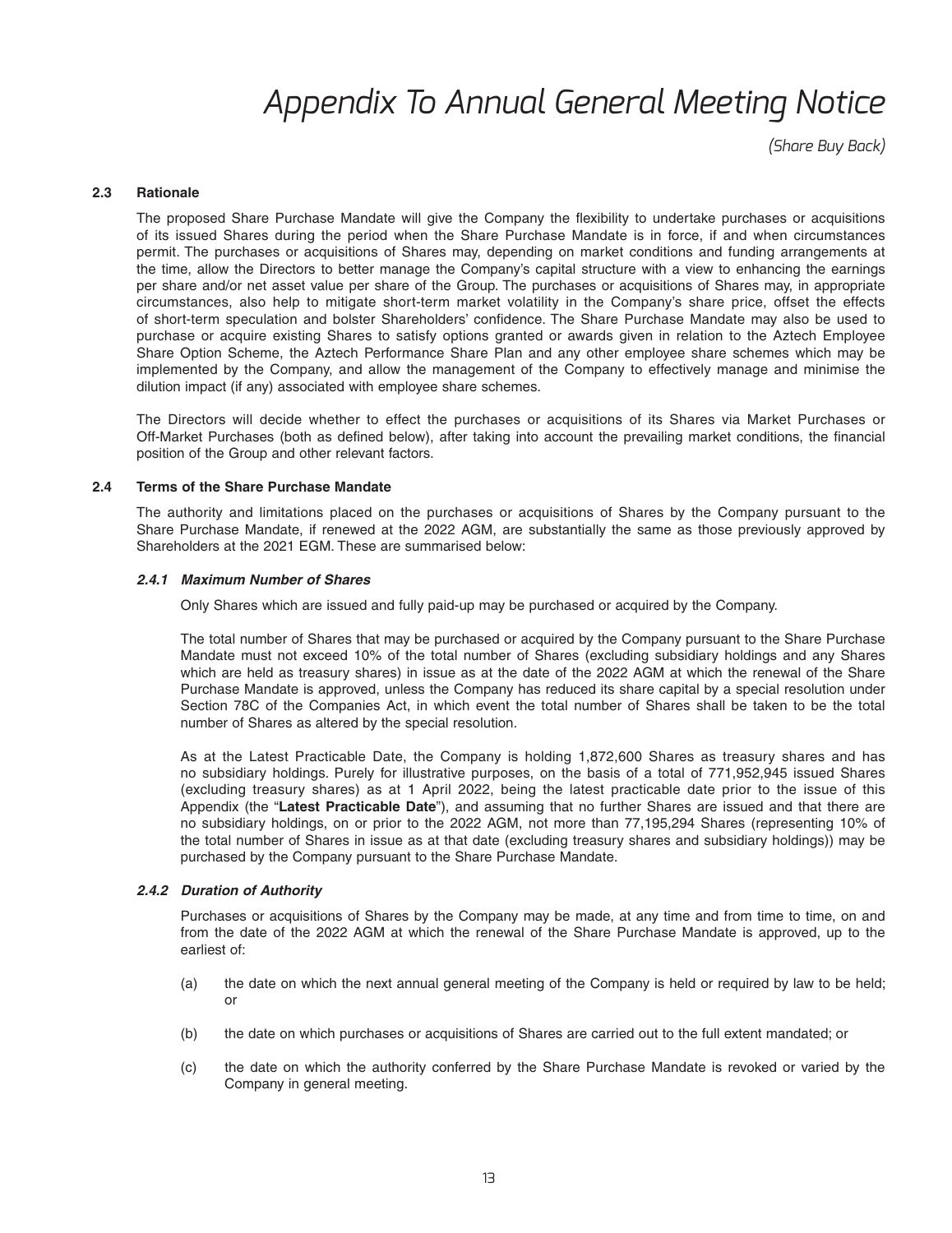#### 2.3 Rationale

The proposed Share Purchase Mandate will give the Company the flexibility to undertake purchases or acquisitions of its issued Shares during the period when the Share Purchase Mandate is in force, if and when circumstances permit. The purchases or acquisitions of Shares may, depending on market conditions and funding arrangements at the time, allow the Directors to better manage the Company's capital structure with a view to enhancing the earnings per share and/or net asset value per share of the Group. The purchases or acquisitions of Shares may, in appropriate circumstances, also help to mitigate short-term market volatility in the Company's share price, offset the effects of short-term speculation and bolster Shareholders' confidence. The Share Purchase Mandate may also be used to purchase or acquire existing Shares to satisfy options granted or awards given in relation to the Aztech Employee Share Option Scheme, the Aztech Performance Share Plan and any other employee share schemes which may be implemented by the Company, and allow the management of the Company to effectively manage and minimise the dilution impact (if any) associated with employee share schemes.

The Directors will decide whether to effect the purchases or acquisitions of its Shares via Market Purchases or Off-Market Purchases (both as defined below), after taking into account the prevailing market conditions, the financial position of the Group and other relevant factors.

#### 2.4 Terms of the Share Purchase Mandate

The authority and limitations placed on the purchases or acquisitions of Shares by the Company pursuant to the Share Purchase Mandate, if renewed at the 2022 AGM, are substantially the same as those previously approved by Shareholders at the 2021 EGM. These are summarised below:

##### *2.4.1 Maximum Number of Shares*

Only Shares which are issued and fully paid-up may be purchased or acquired by the Company.

The total number of Shares that may be purchased or acquired by the Company pursuant to the Share Purchase Mandate must not exceed 10% of the total number of Shares (excluding subsidiary holdings and any Shares which are held as treasury shares) in issue as at the date of the 2022 AGM at which the renewal of the Share Purchase Mandate is approved, unless the Company has reduced its share capital by a special resolution under Section 78C of the Companies Act, in which event the total number of Shares shall be taken to be the total number of Shares as altered by the special resolution.

As at the Latest Practicable Date, the Company is holding 1,872,600 Shares as treasury shares and has no subsidiary holdings. Purely for illustrative purposes, on the basis of a total of 771,952,945 issued Shares (excluding treasury shares) as at 1 April 2022, being the latest practicable date prior to the issue of this Appendix (the "**Latest Practicable Date**"), and assuming that no further Shares are issued and that there are no subsidiary holdings, on or prior to the 2022 AGM, not more than 77,195,294 Shares (representing 10% of the total number of Shares in issue as at that date (excluding treasury shares and subsidiary holdings)) may be purchased by the Company pursuant to the Share Purchase Mandate.

##### *2.4.2 Duration of Authority*

Purchases or acquisitions of Shares by the Company may be made, at any time and from time to time, on and from the date of the 2022 AGM at which the renewal of the Share Purchase Mandate is approved, up to the earliest of:

(a) the date on which the next annual general meeting of the Company is held or required by law to be held; or

(b) the date on which purchases or acquisitions of Shares are carried out to the full extent mandated; or

(c) the date on which the authority conferred by the Share Purchase Mandate is revoked or varied by the Company in general meeting.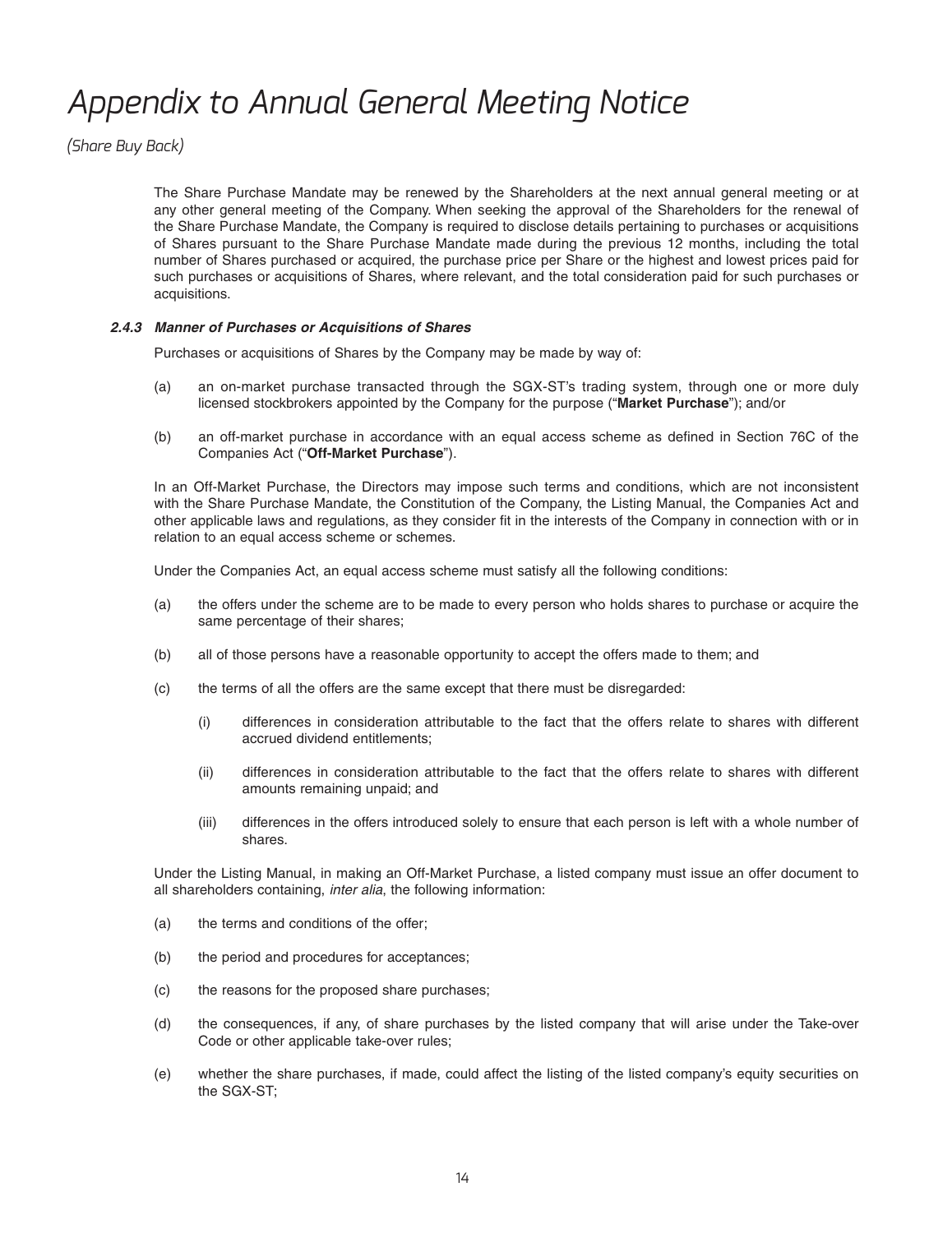# Appendix to Annual General Meeting Notice

*(Share Buy Back)*

The Share Purchase Mandate may be renewed by the Shareholders at the next annual general meeting or at any other general meeting of the Company. When seeking the approval of the Shareholders for the renewal of the Share Purchase Mandate, the Company is required to disclose details pertaining to purchases or acquisitions of Shares pursuant to the Share Purchase Mandate made during the previous 12 months, including the total number of Shares purchased or acquired, the purchase price per Share or the highest and lowest prices paid for such purchases or acquisitions of Shares, where relevant, and the total consideration paid for such purchases or acquisitions.

### *2.4.3 Manner of Purchases or Acquisitions of Shares*

Purchases or acquisitions of Shares by the Company may be made by way of:

(a) an on-market purchase transacted through the SGX-ST's trading system, through one or more duly licensed stockbrokers appointed by the Company for the purpose ("**Market Purchase**"); and/or

(b) an off-market purchase in accordance with an equal access scheme as defined in Section 76C of the Companies Act ("**Off-Market Purchase**").

In an Off-Market Purchase, the Directors may impose such terms and conditions, which are not inconsistent with the Share Purchase Mandate, the Constitution of the Company, the Listing Manual, the Companies Act and other applicable laws and regulations, as they consider fit in the interests of the Company in connection with or in relation to an equal access scheme or schemes.

Under the Companies Act, an equal access scheme must satisfy all the following conditions:

(a) the offers under the scheme are to be made to every person who holds shares to purchase or acquire the same percentage of their shares;

(b) all of those persons have a reasonable opportunity to accept the offers made to them; and

(c) the terms of all the offers are the same except that there must be disregarded:

(i) differences in consideration attributable to the fact that the offers relate to shares with different accrued dividend entitlements;

(ii) differences in consideration attributable to the fact that the offers relate to shares with different amounts remaining unpaid; and

(iii) differences in the offers introduced solely to ensure that each person is left with a whole number of shares.

Under the Listing Manual, in making an Off-Market Purchase, a listed company must issue an offer document to all shareholders containing, *inter alia*, the following information:

(a) the terms and conditions of the offer;

(b) the period and procedures for acceptances;

(c) the reasons for the proposed share purchases;

(d) the consequences, if any, of share purchases by the listed company that will arise under the Take-over Code or other applicable take-over rules;

(e) whether the share purchases, if made, could affect the listing of the listed company's equity securities on the SGX-ST;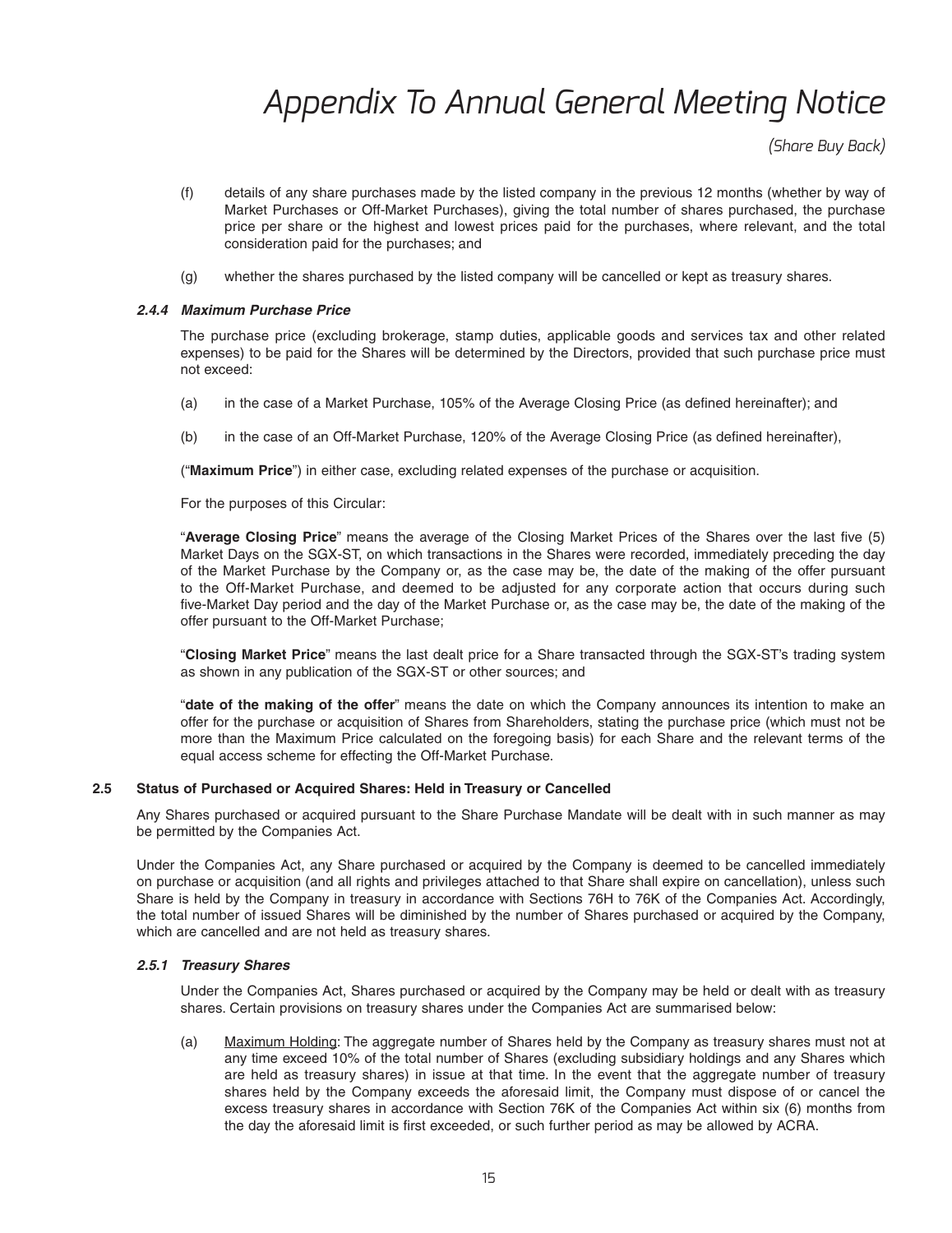(f) details of any share purchases made by the listed company in the previous 12 months (whether by way of Market Purchases or Off-Market Purchases), giving the total number of shares purchased, the purchase price per share or the highest and lowest prices paid for the purchases, where relevant, and the total consideration paid for the purchases; and

(g) whether the shares purchased by the listed company will be cancelled or kept as treasury shares.

#### *2.4.4 Maximum Purchase Price*

The purchase price (excluding brokerage, stamp duties, applicable goods and services tax and other related expenses) to be paid for the Shares will be determined by the Directors, provided that such purchase price must not exceed:

(a) in the case of a Market Purchase, 105% of the Average Closing Price (as defined hereinafter); and

(b) in the case of an Off-Market Purchase, 120% of the Average Closing Price (as defined hereinafter),

("**Maximum Price**") in either case, excluding related expenses of the purchase or acquisition.

For the purposes of this Circular:

"**Average Closing Price**" means the average of the Closing Market Prices of the Shares over the last five (5) Market Days on the SGX-ST, on which transactions in the Shares were recorded, immediately preceding the day of the Market Purchase by the Company or, as the case may be, the date of the making of the offer pursuant to the Off-Market Purchase, and deemed to be adjusted for any corporate action that occurs during such five-Market Day period and the day of the Market Purchase or, as the case may be, the date of the making of the offer pursuant to the Off-Market Purchase;

"**Closing Market Price**" means the last dealt price for a Share transacted through the SGX-ST's trading system as shown in any publication of the SGX-ST or other sources; and

"**date of the making of the offer**" means the date on which the Company announces its intention to make an offer for the purchase or acquisition of Shares from Shareholders, stating the purchase price (which must not be more than the Maximum Price calculated on the foregoing basis) for each Share and the relevant terms of the equal access scheme for effecting the Off-Market Purchase.

### 2.5 Status of Purchased or Acquired Shares: Held in Treasury or Cancelled

Any Shares purchased or acquired pursuant to the Share Purchase Mandate will be dealt with in such manner as may be permitted by the Companies Act.

Under the Companies Act, any Share purchased or acquired by the Company is deemed to be cancelled immediately on purchase or acquisition (and all rights and privileges attached to that Share shall expire on cancellation), unless such Share is held by the Company in treasury in accordance with Sections 76H to 76K of the Companies Act. Accordingly, the total number of issued Shares will be diminished by the number of Shares purchased or acquired by the Company, which are cancelled and are not held as treasury shares.

#### *2.5.1 Treasury Shares*

Under the Companies Act, Shares purchased or acquired by the Company may be held or dealt with as treasury shares. Certain provisions on treasury shares under the Companies Act are summarised below:

(a) Maximum Holding: The aggregate number of Shares held by the Company as treasury shares must not at any time exceed 10% of the total number of Shares (excluding subsidiary holdings and any Shares which are held as treasury shares) in issue at that time. In the event that the aggregate number of treasury shares held by the Company exceeds the aforesaid limit, the Company must dispose of or cancel the excess treasury shares in accordance with Section 76K of the Companies Act within six (6) months from the day the aforesaid limit is first exceeded, or such further period as may be allowed by ACRA.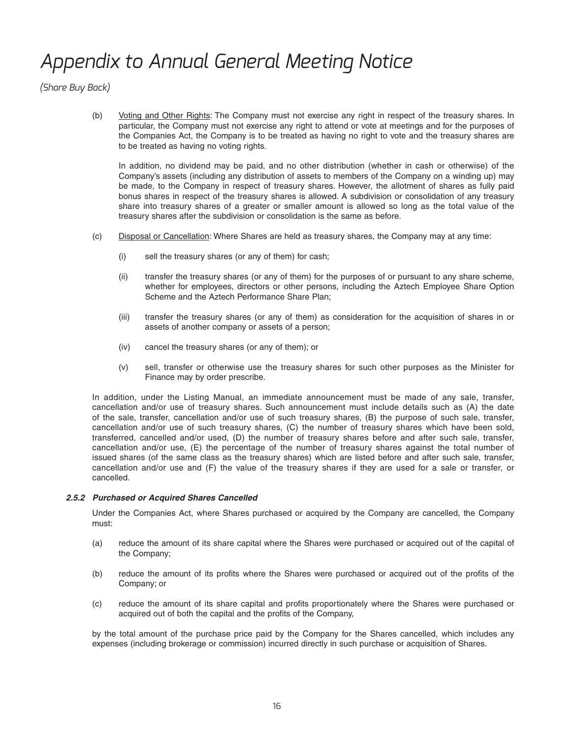(b) Voting and Other Rights: The Company must not exercise any right in respect of the treasury shares. In particular, the Company must not exercise any right to attend or vote at meetings and for the purposes of the Companies Act, the Company is to be treated as having no right to vote and the treasury shares are to be treated as having no voting rights.

In addition, no dividend may be paid, and no other distribution (whether in cash or otherwise) of the Company's assets (including any distribution of assets to members of the Company on a winding up) may be made, to the Company in respect of treasury shares. However, the allotment of shares as fully paid bonus shares in respect of the treasury shares is allowed. A subdivision or consolidation of any treasury share into treasury shares of a greater or smaller amount is allowed so long as the total value of the treasury shares after the subdivision or consolidation is the same as before.

(c) Disposal or Cancellation: Where Shares are held as treasury shares, the Company may at any time:

(i) sell the treasury shares (or any of them) for cash;

(ii) transfer the treasury shares (or any of them) for the purposes of or pursuant to any share scheme, whether for employees, directors or other persons, including the Aztech Employee Share Option Scheme and the Aztech Performance Share Plan;

(iii) transfer the treasury shares (or any of them) as consideration for the acquisition of shares in or assets of another company or assets of a person;

(iv) cancel the treasury shares (or any of them); or

(v) sell, transfer or otherwise use the treasury shares for such other purposes as the Minister for Finance may by order prescribe.

In addition, under the Listing Manual, an immediate announcement must be made of any sale, transfer, cancellation and/or use of treasury shares. Such announcement must include details such as (A) the date of the sale, transfer, cancellation and/or use of such treasury shares, (B) the purpose of such sale, transfer, cancellation and/or use of such treasury shares, (C) the number of treasury shares which have been sold, transferred, cancelled and/or used, (D) the number of treasury shares before and after such sale, transfer, cancellation and/or use, (E) the percentage of the number of treasury shares against the total number of issued shares (of the same class as the treasury shares) which are listed before and after such sale, transfer, cancellation and/or use and (F) the value of the treasury shares if they are used for a sale or transfer, or cancelled.

#### *2.5.2 Purchased or Acquired Shares Cancelled*

Under the Companies Act, where Shares purchased or acquired by the Company are cancelled, the Company must:

(a) reduce the amount of its share capital where the Shares were purchased or acquired out of the capital of the Company;

(b) reduce the amount of its profits where the Shares were purchased or acquired out of the profits of the Company; or

(c) reduce the amount of its share capital and profits proportionately where the Shares were purchased or acquired out of both the capital and the profits of the Company,

by the total amount of the purchase price paid by the Company for the Shares cancelled, which includes any expenses (including brokerage or commission) incurred directly in such purchase or acquisition of Shares.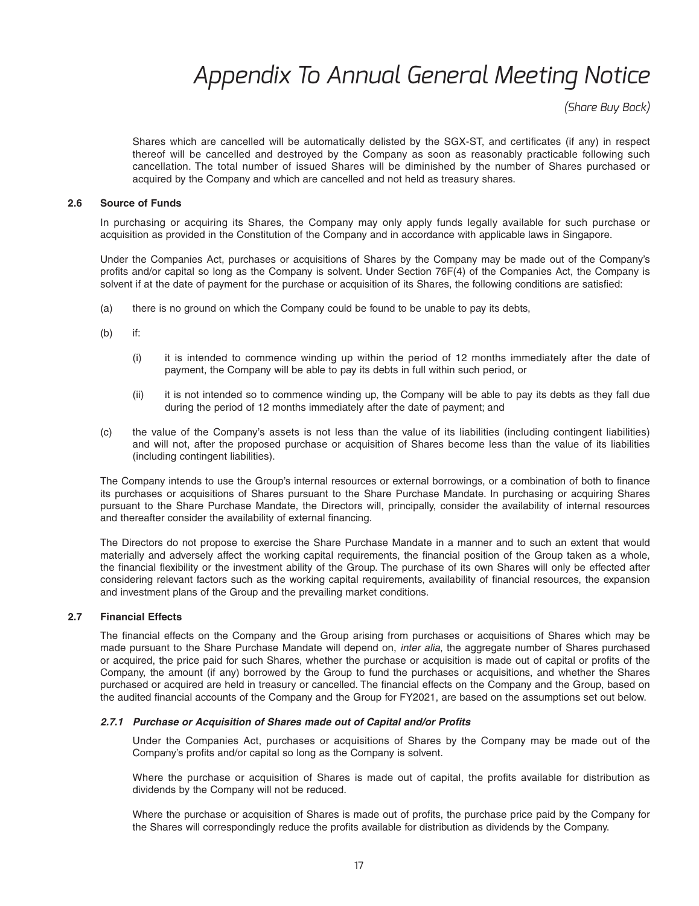Shares which are cancelled will be automatically delisted by the SGX-ST, and certificates (if any) in respect thereof will be cancelled and destroyed by the Company as soon as reasonably practicable following such cancellation. The total number of issued Shares will be diminished by the number of Shares purchased or acquired by the Company and which are cancelled and not held as treasury shares.

### 2.6 Source of Funds

In purchasing or acquiring its Shares, the Company may only apply funds legally available for such purchase or acquisition as provided in the Constitution of the Company and in accordance with applicable laws in Singapore.

Under the Companies Act, purchases or acquisitions of Shares by the Company may be made out of the Company's profits and/or capital so long as the Company is solvent. Under Section 76F(4) of the Companies Act, the Company is solvent if at the date of payment for the purchase or acquisition of its Shares, the following conditions are satisfied:

(a) there is no ground on which the Company could be found to be unable to pay its debts,

(b) if:

  (i) it is intended to commence winding up within the period of 12 months immediately after the date of payment, the Company will be able to pay its debts in full within such period, or

  (ii) it is not intended so to commence winding up, the Company will be able to pay its debts as they fall due during the period of 12 months immediately after the date of payment; and

(c) the value of the Company's assets is not less than the value of its liabilities (including contingent liabilities) and will not, after the proposed purchase or acquisition of Shares become less than the value of its liabilities (including contingent liabilities).

The Company intends to use the Group's internal resources or external borrowings, or a combination of both to finance its purchases or acquisitions of Shares pursuant to the Share Purchase Mandate. In purchasing or acquiring Shares pursuant to the Share Purchase Mandate, the Directors will, principally, consider the availability of internal resources and thereafter consider the availability of external financing.

The Directors do not propose to exercise the Share Purchase Mandate in a manner and to such an extent that would materially and adversely affect the working capital requirements, the financial position of the Group taken as a whole, the financial flexibility or the investment ability of the Group. The purchase of its own Shares will only be effected after considering relevant factors such as the working capital requirements, availability of financial resources, the expansion and investment plans of the Group and the prevailing market conditions.

### 2.7 Financial Effects

The financial effects on the Company and the Group arising from purchases or acquisitions of Shares which may be made pursuant to the Share Purchase Mandate will depend on, *inter alia*, the aggregate number of Shares purchased or acquired, the price paid for such Shares, whether the purchase or acquisition is made out of capital or profits of the Company, the amount (if any) borrowed by the Group to fund the purchases or acquisitions, and whether the Shares purchased or acquired are held in treasury or cancelled. The financial effects on the Company and the Group, based on the audited financial accounts of the Company and the Group for FY2021, are based on the assumptions set out below.

#### *2.7.1 Purchase or Acquisition of Shares made out of Capital and/or Profits*

Under the Companies Act, purchases or acquisitions of Shares by the Company may be made out of the Company's profits and/or capital so long as the Company is solvent.

Where the purchase or acquisition of Shares is made out of capital, the profits available for distribution as dividends by the Company will not be reduced.

Where the purchase or acquisition of Shares is made out of profits, the purchase price paid by the Company for the Shares will correspondingly reduce the profits available for distribution as dividends by the Company.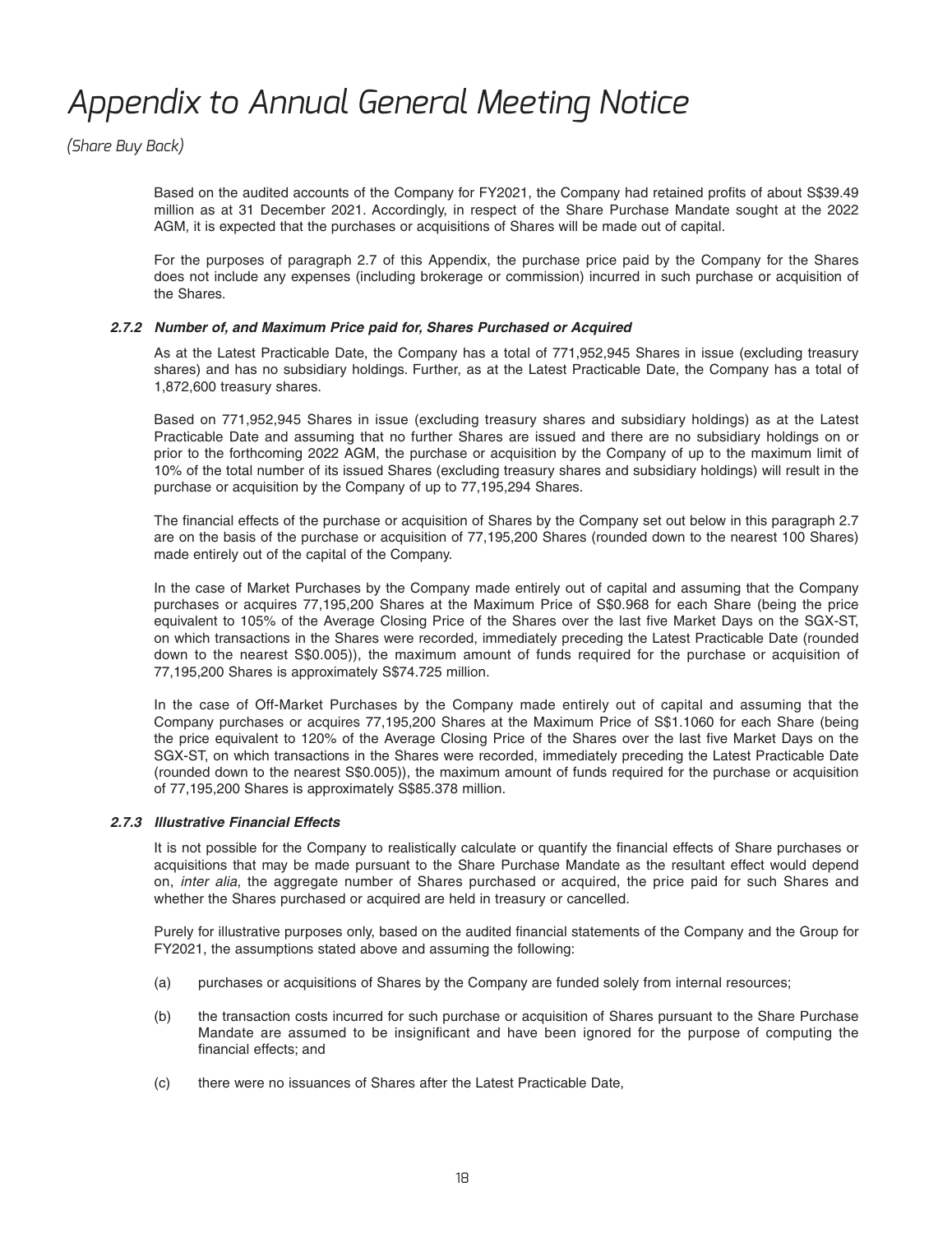# Appendix to Annual General Meeting Notice

*(Share Buy Back)*

Based on the audited accounts of the Company for FY2021, the Company had retained profits of about S$39.49 million as at 31 December 2021. Accordingly, in respect of the Share Purchase Mandate sought at the 2022 AGM, it is expected that the purchases or acquisitions of Shares will be made out of capital.

For the purposes of paragraph 2.7 of this Appendix, the purchase price paid by the Company for the Shares does not include any expenses (including brokerage or commission) incurred in such purchase or acquisition of the Shares.

#### *2.7.2 Number of, and Maximum Price paid for, Shares Purchased or Acquired*

As at the Latest Practicable Date, the Company has a total of 771,952,945 Shares in issue (excluding treasury shares) and has no subsidiary holdings. Further, as at the Latest Practicable Date, the Company has a total of 1,872,600 treasury shares.

Based on 771,952,945 Shares in issue (excluding treasury shares and subsidiary holdings) as at the Latest Practicable Date and assuming that no further Shares are issued and there are no subsidiary holdings on or prior to the forthcoming 2022 AGM, the purchase or acquisition by the Company of up to the maximum limit of 10% of the total number of its issued Shares (excluding treasury shares and subsidiary holdings) will result in the purchase or acquisition by the Company of up to 77,195,294 Shares.

The financial effects of the purchase or acquisition of Shares by the Company set out below in this paragraph 2.7 are on the basis of the purchase or acquisition of 77,195,200 Shares (rounded down to the nearest 100 Shares) made entirely out of the capital of the Company.

In the case of Market Purchases by the Company made entirely out of capital and assuming that the Company purchases or acquires 77,195,200 Shares at the Maximum Price of S$0.968 for each Share (being the price equivalent to 105% of the Average Closing Price of the Shares over the last five Market Days on the SGX-ST, on which transactions in the Shares were recorded, immediately preceding the Latest Practicable Date (rounded down to the nearest S$0.005)), the maximum amount of funds required for the purchase or acquisition of 77,195,200 Shares is approximately S$74.725 million.

In the case of Off-Market Purchases by the Company made entirely out of capital and assuming that the Company purchases or acquires 77,195,200 Shares at the Maximum Price of S$1.1060 for each Share (being the price equivalent to 120% of the Average Closing Price of the Shares over the last five Market Days on the SGX-ST, on which transactions in the Shares were recorded, immediately preceding the Latest Practicable Date (rounded down to the nearest S$0.005)), the maximum amount of funds required for the purchase or acquisition of 77,195,200 Shares is approximately S$85.378 million.

#### *2.7.3 Illustrative Financial Effects*

It is not possible for the Company to realistically calculate or quantify the financial effects of Share purchases or acquisitions that may be made pursuant to the Share Purchase Mandate as the resultant effect would depend on, *inter alia*, the aggregate number of Shares purchased or acquired, the price paid for such Shares and whether the Shares purchased or acquired are held in treasury or cancelled.

Purely for illustrative purposes only, based on the audited financial statements of the Company and the Group for FY2021, the assumptions stated above and assuming the following:

(a) purchases or acquisitions of Shares by the Company are funded solely from internal resources;

(b) the transaction costs incurred for such purchase or acquisition of Shares pursuant to the Share Purchase Mandate are assumed to be insignificant and have been ignored for the purpose of computing the financial effects; and

(c) there were no issuances of Shares after the Latest Practicable Date,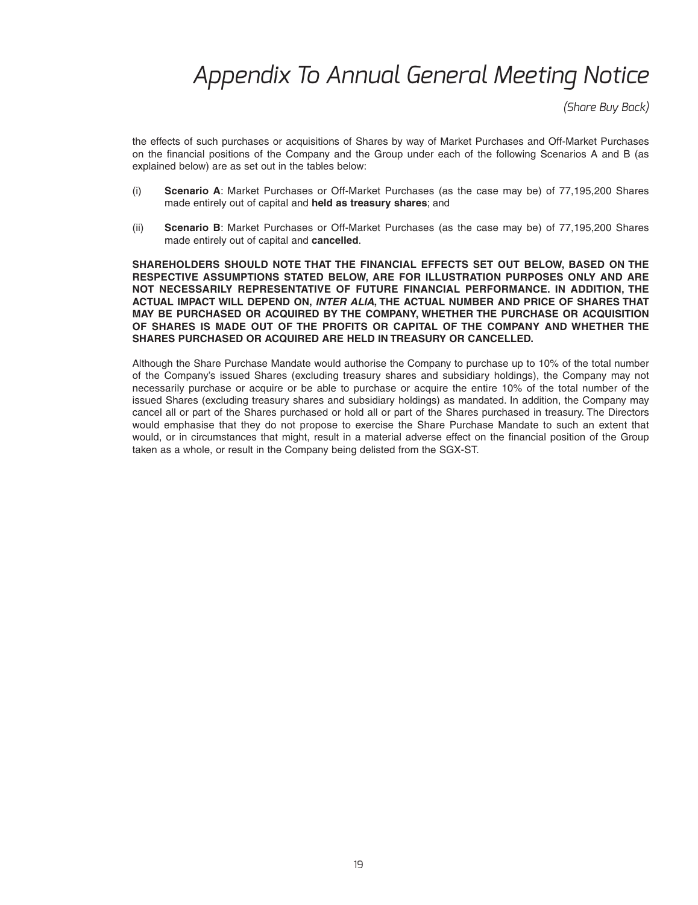the effects of such purchases or acquisitions of Shares by way of Market Purchases and Off-Market Purchases on the financial positions of the Company and the Group under each of the following Scenarios A and B (as explained below) are as set out in the tables below:

(i) **Scenario A**: Market Purchases or Off-Market Purchases (as the case may be) of 77,195,200 Shares made entirely out of capital and **held as treasury shares**; and

(ii) **Scenario B**: Market Purchases or Off-Market Purchases (as the case may be) of 77,195,200 Shares made entirely out of capital and **cancelled**.

**SHAREHOLDERS SHOULD NOTE THAT THE FINANCIAL EFFECTS SET OUT BELOW, BASED ON THE RESPECTIVE ASSUMPTIONS STATED BELOW, ARE FOR ILLUSTRATION PURPOSES ONLY AND ARE NOT NECESSARILY REPRESENTATIVE OF FUTURE FINANCIAL PERFORMANCE. IN ADDITION, THE ACTUAL IMPACT WILL DEPEND ON, *INTER ALIA*, THE ACTUAL NUMBER AND PRICE OF SHARES THAT MAY BE PURCHASED OR ACQUIRED BY THE COMPANY, WHETHER THE PURCHASE OR ACQUISITION OF SHARES IS MADE OUT OF THE PROFITS OR CAPITAL OF THE COMPANY AND WHETHER THE SHARES PURCHASED OR ACQUIRED ARE HELD IN TREASURY OR CANCELLED.**

Although the Share Purchase Mandate would authorise the Company to purchase up to 10% of the total number of the Company's issued Shares (excluding treasury shares and subsidiary holdings), the Company may not necessarily purchase or acquire or be able to purchase or acquire the entire 10% of the total number of the issued Shares (excluding treasury shares and subsidiary holdings) as mandated. In addition, the Company may cancel all or part of the Shares purchased or hold all or part of the Shares purchased in treasury. The Directors would emphasise that they do not propose to exercise the Share Purchase Mandate to such an extent that would, or in circumstances that might, result in a material adverse effect on the financial position of the Group taken as a whole, or result in the Company being delisted from the SGX-ST.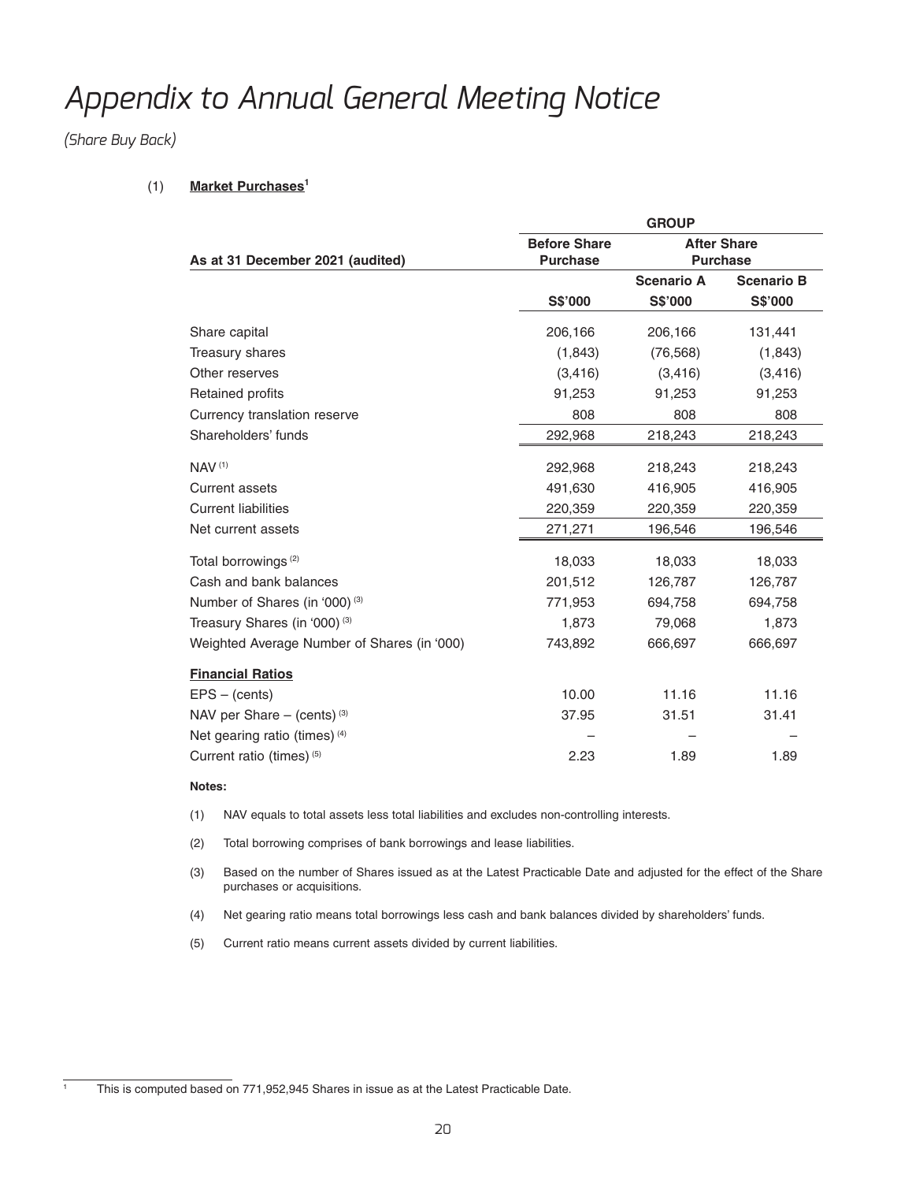# Appendix to Annual General Meeting Notice

*(Share Buy Back)*

(1) **Market Purchases**[1]

| | GROUP | | |
|---|---|---|---|
| **As at 31 December 2021 (audited)** | **Before Share Purchase** | **After Share Purchase** | |
| | | **Scenario A** | **Scenario B** |
| | **S$'000** | **S$'000** | **S$'000** |
| Share capital | 206,166 | 206,166 | 131,441 |
| Treasury shares | (1,843) | (76,568) | (1,843) |
| Other reserves | (3,416) | (3,416) | (3,416) |
| Retained profits | 91,253 | 91,253 | 91,253 |
| Currency translation reserve | 808 | 808 | 808 |
| Shareholders' funds | 292,968 | 218,243 | 218,243 |
| NAV (1) | 292,968 | 218,243 | 218,243 |
| Current assets | 491,630 | 416,905 | 416,905 |
| Current liabilities | 220,359 | 220,359 | 220,359 |
| Net current assets | 271,271 | 196,546 | 196,546 |
| Total borrowings (2) | 18,033 | 18,033 | 18,033 |
| Cash and bank balances | 201,512 | 126,787 | 126,787 |
| Number of Shares (in '000) (3) | 771,953 | 694,758 | 694,758 |
| Treasury Shares (in '000) (3) | 1,873 | 79,068 | 1,873 |
| Weighted Average Number of Shares (in '000) | 743,892 | 666,697 | 666,697 |
| **Financial Ratios** | | | |
| EPS – (cents) | 10.00 | 11.16 | 11.16 |
| NAV per Share – (cents) (3) | 37.95 | 31.51 | 31.41 |
| Net gearing ratio (times) (4) | – | – | – |
| Current ratio (times) (5) | 2.23 | 1.89 | 1.89 |

**Notes:**

(1) NAV equals to total assets less total liabilities and excludes non-controlling interests.

(2) Total borrowing comprises of bank borrowings and lease liabilities.

(3) Based on the number of Shares issued as at the Latest Practicable Date and adjusted for the effect of the Share purchases or acquisitions.

(4) Net gearing ratio means total borrowings less cash and bank balances divided by shareholders' funds.

(5) Current ratio means current assets divided by current liabilities.

[1] This is computed based on 771,952,945 Shares in issue as at the Latest Practicable Date.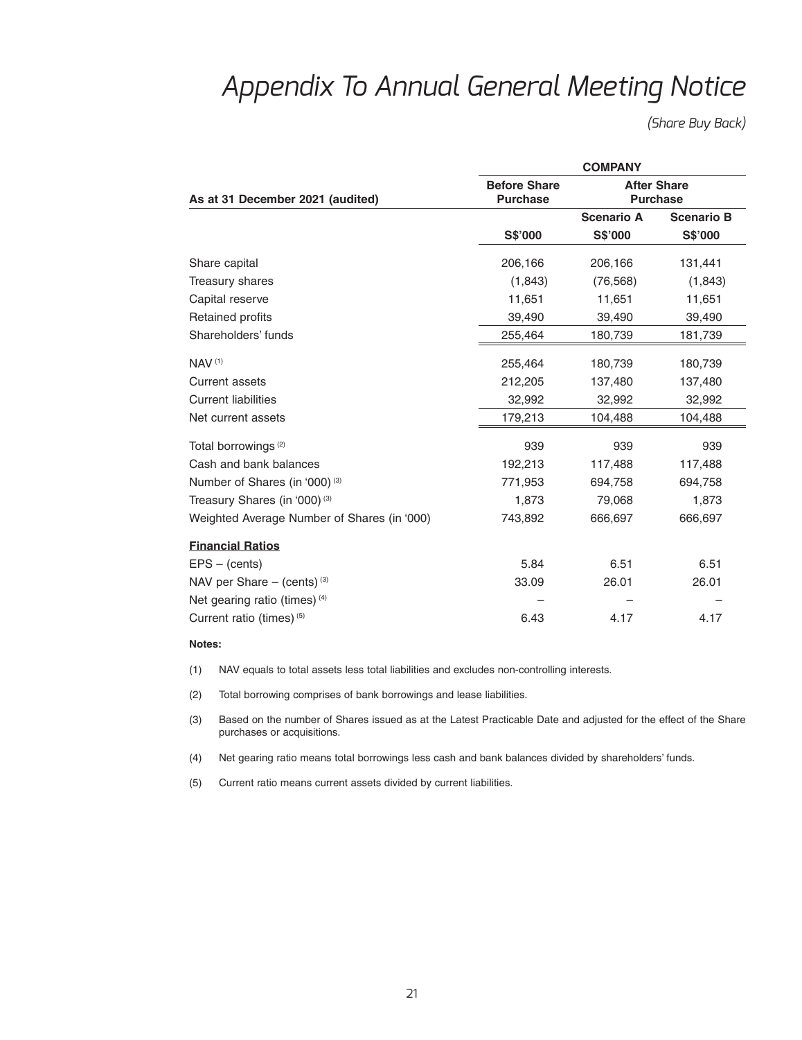# Appendix To Annual General Meeting Notice

*(Share Buy Back)*

| | COMPANY | | |
|---|---|---|---|
| **As at 31 December 2021 (audited)** | **Before Share Purchase** | **After Share Purchase** | |
| | | **Scenario A** | **Scenario B** |
| | **S$'000** | **S$'000** | **S$'000** |
| Share capital | 206,166 | 206,166 | 131,441 |
| Treasury shares | (1,843) | (76,568) | (1,843) |
| Capital reserve | 11,651 | 11,651 | 11,651 |
| Retained profits | 39,490 | 39,490 | 39,490 |
| Shareholders' funds | 255,464 | 180,739 | 181,739 |
| NAV [(1)] | 255,464 | 180,739 | 180,739 |
| Current assets | 212,205 | 137,480 | 137,480 |
| Current liabilities | 32,992 | 32,992 | 32,992 |
| Net current assets | 179,213 | 104,488 | 104,488 |
| Total borrowings [(2)] | 939 | 939 | 939 |
| Cash and bank balances | 192,213 | 117,488 | 117,488 |
| Number of Shares (in '000) [(3)] | 771,953 | 694,758 | 694,758 |
| Treasury Shares (in '000) [(3)] | 1,873 | 79,068 | 1,873 |
| Weighted Average Number of Shares (in '000) | 743,892 | 666,697 | 666,697 |
| **Financial Ratios** | | | |
| EPS – (cents) | 5.84 | 6.51 | 6.51 |
| NAV per Share – (cents) [(3)] | 33.09 | 26.01 | 26.01 |
| Net gearing ratio (times) [(4)] | – | – | – |
| Current ratio (times) [(5)] | 6.43 | 4.17 | 4.17 |

**Notes:**

(1) NAV equals to total assets less total liabilities and excludes non-controlling interests.

(2) Total borrowing comprises of bank borrowings and lease liabilities.

(3) Based on the number of Shares issued as at the Latest Practicable Date and adjusted for the effect of the Share purchases or acquisitions.

(4) Net gearing ratio means total borrowings less cash and bank balances divided by shareholders' funds.

(5) Current ratio means current assets divided by current liabilities.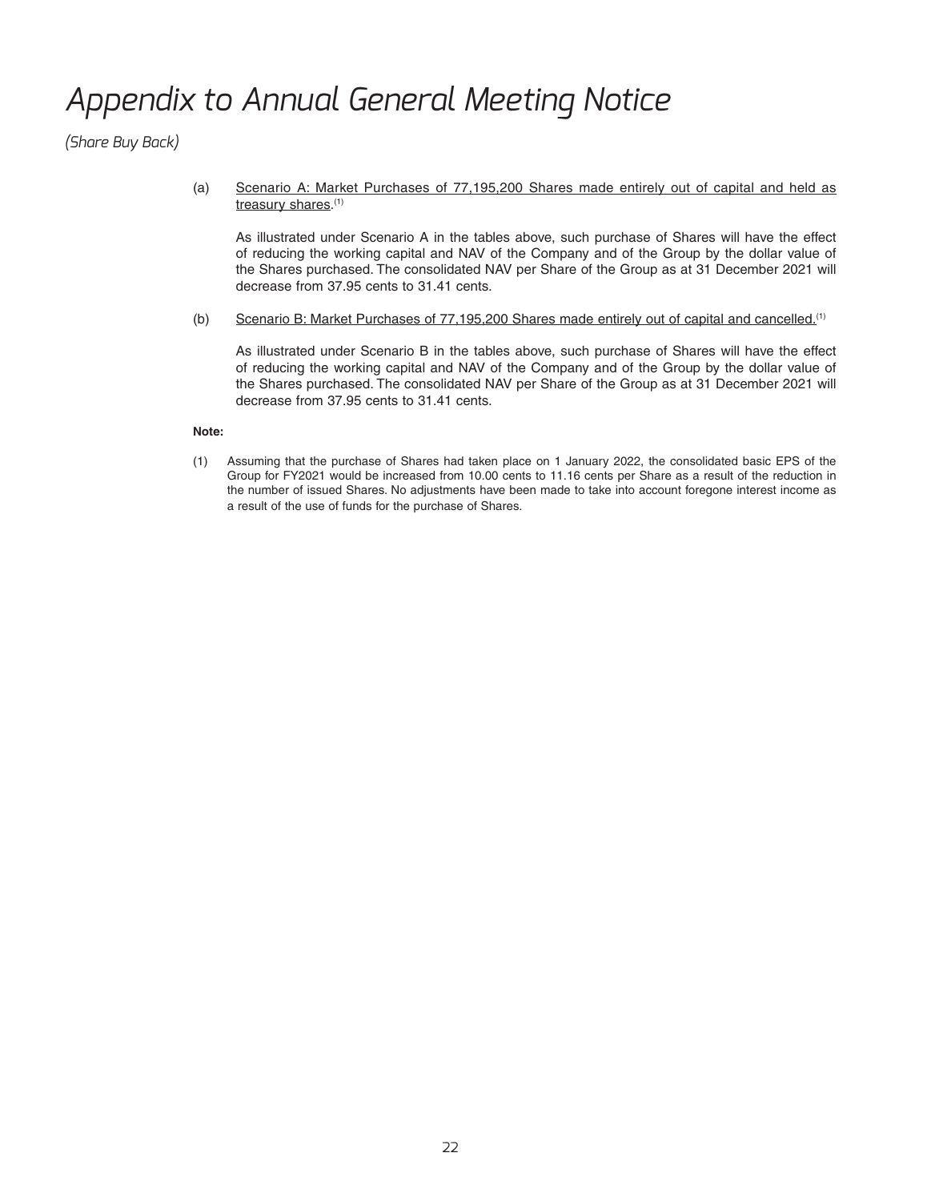# Appendix to Annual General Meeting Notice

*(Share Buy Back)*

(a) Scenario A: Market Purchases of 77,195,200 Shares made entirely out of capital and held as treasury shares.[1]

As illustrated under Scenario A in the tables above, such purchase of Shares will have the effect of reducing the working capital and NAV of the Company and of the Group by the dollar value of the Shares purchased. The consolidated NAV per Share of the Group as at 31 December 2021 will decrease from 37.95 cents to 31.41 cents.

(b) Scenario B: Market Purchases of 77,195,200 Shares made entirely out of capital and cancelled.[1]

As illustrated under Scenario B in the tables above, such purchase of Shares will have the effect of reducing the working capital and NAV of the Company and of the Group by the dollar value of the Shares purchased. The consolidated NAV per Share of the Group as at 31 December 2021 will decrease from 37.95 cents to 31.41 cents.

**Note:**

(1) Assuming that the purchase of Shares had taken place on 1 January 2022, the consolidated basic EPS of the Group for FY2021 would be increased from 10.00 cents to 11.16 cents per Share as a result of the reduction in the number of issued Shares. No adjustments have been made to take into account foregone interest income as a result of the use of funds for the purchase of Shares.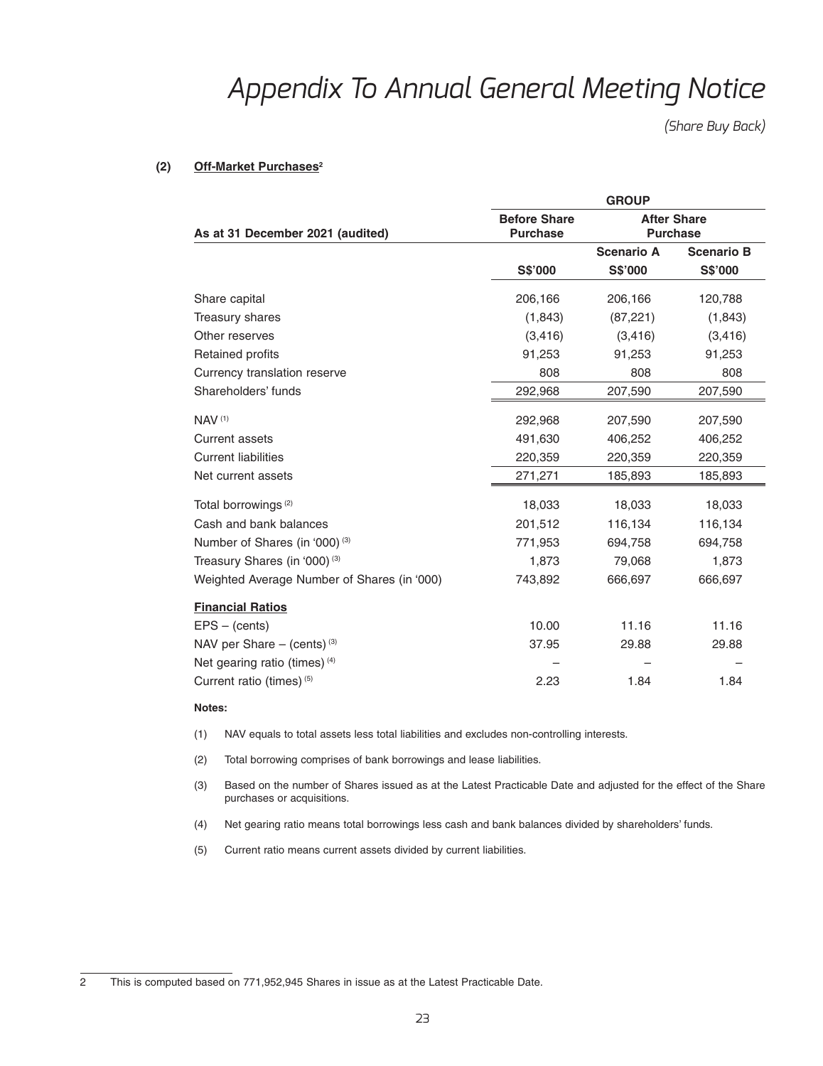# Appendix To Annual General Meeting Notice

*(Share Buy Back)*

**(2) Off-Market Purchases[2]**

| As at 31 December 2021 (audited) | GROUP | | |
|---|---|---|---|
| | **Before Share Purchase** | **After Share Purchase** | |
| | | **Scenario A** | **Scenario B** |
| | **S$'000** | **S$'000** | **S$'000** |
| Share capital | 206,166 | 206,166 | 120,788 |
| Treasury shares | (1,843) | (87,221) | (1,843) |
| Other reserves | (3,416) | (3,416) | (3,416) |
| Retained profits | 91,253 | 91,253 | 91,253 |
| Currency translation reserve | 808 | 808 | 808 |
| Shareholders' funds | 292,968 | 207,590 | 207,590 |
| NAV (1) | 292,968 | 207,590 | 207,590 |
| Current assets | 491,630 | 406,252 | 406,252 |
| Current liabilities | 220,359 | 220,359 | 220,359 |
| Net current assets | 271,271 | 185,893 | 185,893 |
| Total borrowings (2) | 18,033 | 18,033 | 18,033 |
| Cash and bank balances | 201,512 | 116,134 | 116,134 |
| Number of Shares (in '000) (3) | 771,953 | 694,758 | 694,758 |
| Treasury Shares (in '000) (3) | 1,873 | 79,068 | 1,873 |
| Weighted Average Number of Shares (in '000) | 743,892 | 666,697 | 666,697 |
| **Financial Ratios** | | | |
| EPS – (cents) | 10.00 | 11.16 | 11.16 |
| NAV per Share – (cents) (3) | 37.95 | 29.88 | 29.88 |
| Net gearing ratio (times) (4) | – | – | – |
| Current ratio (times) (5) | 2.23 | 1.84 | 1.84 |

**Notes:**

(1) NAV equals to total assets less total liabilities and excludes non-controlling interests.

(2) Total borrowing comprises of bank borrowings and lease liabilities.

(3) Based on the number of Shares issued as at the Latest Practicable Date and adjusted for the effect of the Share purchases or acquisitions.

(4) Net gearing ratio means total borrowings less cash and bank balances divided by shareholders' funds.

(5) Current ratio means current assets divided by current liabilities.

---

2 This is computed based on 771,952,945 Shares in issue as at the Latest Practicable Date.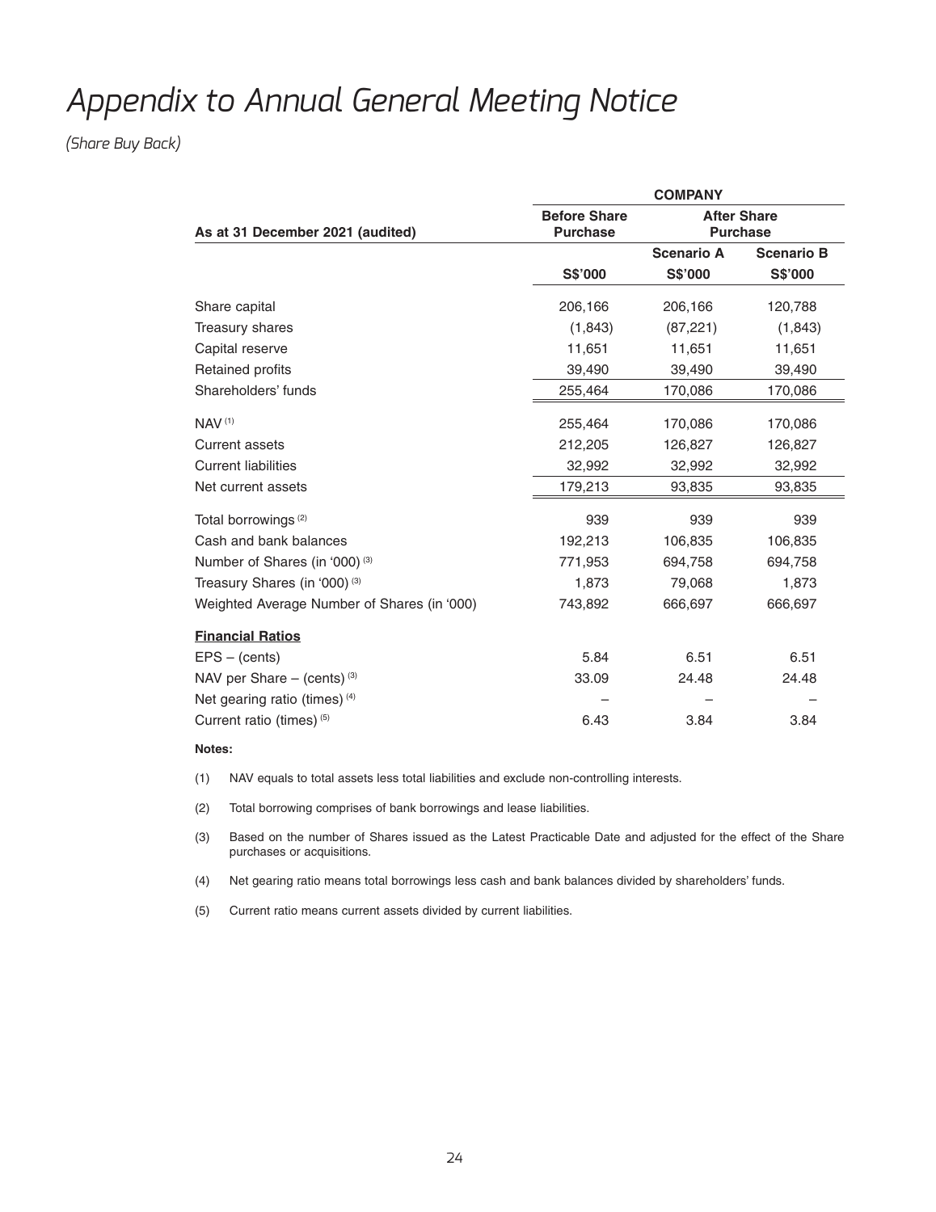# Appendix to Annual General Meeting Notice

*(Share Buy Back)*

| As at 31 December 2021 (audited) | COMPANY | | |
|---|---|---|---|
| | Before Share Purchase | After Share Purchase | |
| | | Scenario A | Scenario B |
| | S$'000 | S$'000 | S$'000 |
| Share capital | 206,166 | 206,166 | 120,788 |
| Treasury shares | (1,843) | (87,221) | (1,843) |
| Capital reserve | 11,651 | 11,651 | 11,651 |
| Retained profits | 39,490 | 39,490 | 39,490 |
| Shareholders' funds | 255,464 | 170,086 | 170,086 |
| NAV [(1)] | 255,464 | 170,086 | 170,086 |
| Current assets | 212,205 | 126,827 | 126,827 |
| Current liabilities | 32,992 | 32,992 | 32,992 |
| Net current assets | 179,213 | 93,835 | 93,835 |
| Total borrowings [(2)] | 939 | 939 | 939 |
| Cash and bank balances | 192,213 | 106,835 | 106,835 |
| Number of Shares (in '000) [(3)] | 771,953 | 694,758 | 694,758 |
| Treasury Shares (in '000) [(3)] | 1,873 | 79,068 | 1,873 |
| Weighted Average Number of Shares (in '000) | 743,892 | 666,697 | 666,697 |
| **Financial Ratios** | | | |
| EPS – (cents) | 5.84 | 6.51 | 6.51 |
| NAV per Share – (cents) [(3)] | 33.09 | 24.48 | 24.48 |
| Net gearing ratio (times) [(4)] | – | – | – |
| Current ratio (times) [(5)] | 6.43 | 3.84 | 3.84 |

**Notes:**

(1) NAV equals to total assets less total liabilities and exclude non-controlling interests.

(2) Total borrowing comprises of bank borrowings and lease liabilities.

(3) Based on the number of Shares issued as the Latest Practicable Date and adjusted for the effect of the Share purchases or acquisitions.

(4) Net gearing ratio means total borrowings less cash and bank balances divided by shareholders' funds.

(5) Current ratio means current assets divided by current liabilities.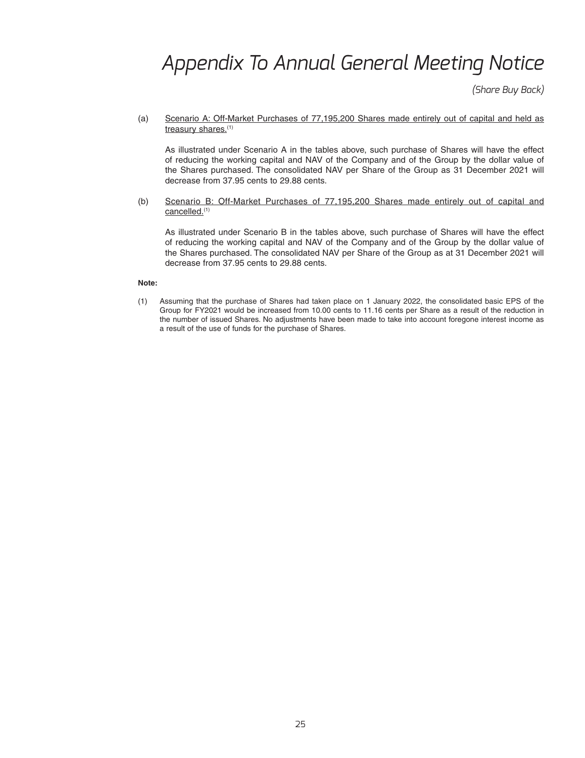# Appendix To Annual General Meeting Notice

*(Share Buy Back)*

(a) Scenario A: Off-Market Purchases of 77,195,200 Shares made entirely out of capital and held as treasury shares.[1]

As illustrated under Scenario A in the tables above, such purchase of Shares will have the effect of reducing the working capital and NAV of the Company and of the Group by the dollar value of the Shares purchased. The consolidated NAV per Share of the Group as 31 December 2021 will decrease from 37.95 cents to 29.88 cents.

(b) Scenario B: Off-Market Purchases of 77,195,200 Shares made entirely out of capital and cancelled.[1]

As illustrated under Scenario B in the tables above, such purchase of Shares will have the effect of reducing the working capital and NAV of the Company and of the Group by the dollar value of the Shares purchased. The consolidated NAV per Share of the Group as at 31 December 2021 will decrease from 37.95 cents to 29.88 cents.

**Note:**

(1) Assuming that the purchase of Shares had taken place on 1 January 2022, the consolidated basic EPS of the Group for FY2021 would be increased from 10.00 cents to 11.16 cents per Share as a result of the reduction in the number of issued Shares. No adjustments have been made to take into account foregone interest income as a result of the use of funds for the purchase of Shares.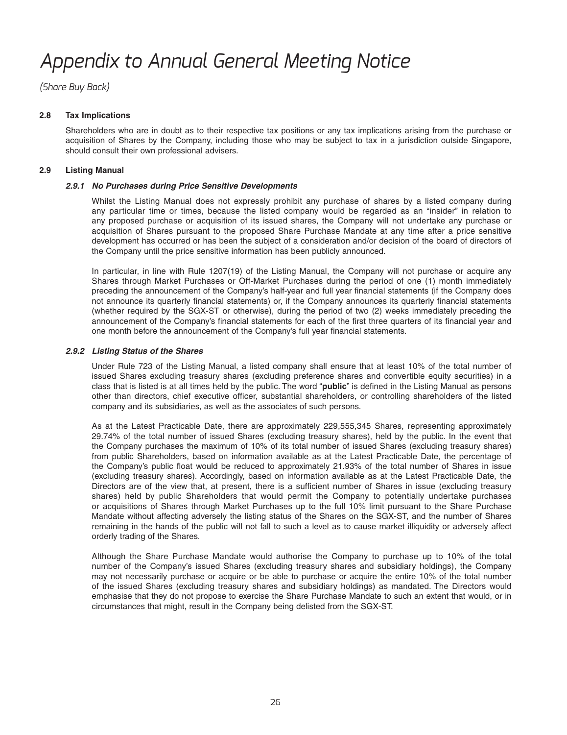# Appendix to Annual General Meeting Notice

*(Share Buy Back)*

### 2.8 Tax Implications

Shareholders who are in doubt as to their respective tax positions or any tax implications arising from the purchase or acquisition of Shares by the Company, including those who may be subject to tax in a jurisdiction outside Singapore, should consult their own professional advisers.

### 2.9 Listing Manual

#### *2.9.1 No Purchases during Price Sensitive Developments*

Whilst the Listing Manual does not expressly prohibit any purchase of shares by a listed company during any particular time or times, because the listed company would be regarded as an "insider" in relation to any proposed purchase or acquisition of its issued shares, the Company will not undertake any purchase or acquisition of Shares pursuant to the proposed Share Purchase Mandate at any time after a price sensitive development has occurred or has been the subject of a consideration and/or decision of the board of directors of the Company until the price sensitive information has been publicly announced.

In particular, in line with Rule 1207(19) of the Listing Manual, the Company will not purchase or acquire any Shares through Market Purchases or Off-Market Purchases during the period of one (1) month immediately preceding the announcement of the Company's half-year and full year financial statements (if the Company does not announce its quarterly financial statements) or, if the Company announces its quarterly financial statements (whether required by the SGX-ST or otherwise), during the period of two (2) weeks immediately preceding the announcement of the Company's financial statements for each of the first three quarters of its financial year and one month before the announcement of the Company's full year financial statements.

#### *2.9.2 Listing Status of the Shares*

Under Rule 723 of the Listing Manual, a listed company shall ensure that at least 10% of the total number of issued Shares excluding treasury shares (excluding preference shares and convertible equity securities) in a class that is listed is at all times held by the public. The word "**public**" is defined in the Listing Manual as persons other than directors, chief executive officer, substantial shareholders, or controlling shareholders of the listed company and its subsidiaries, as well as the associates of such persons.

As at the Latest Practicable Date, there are approximately 229,555,345 Shares, representing approximately 29.74% of the total number of issued Shares (excluding treasury shares), held by the public. In the event that the Company purchases the maximum of 10% of its total number of issued Shares (excluding treasury shares) from public Shareholders, based on information available as at the Latest Practicable Date, the percentage of the Company's public float would be reduced to approximately 21.93% of the total number of Shares in issue (excluding treasury shares). Accordingly, based on information available as at the Latest Practicable Date, the Directors are of the view that, at present, there is a sufficient number of Shares in issue (excluding treasury shares) held by public Shareholders that would permit the Company to potentially undertake purchases or acquisitions of Shares through Market Purchases up to the full 10% limit pursuant to the Share Purchase Mandate without affecting adversely the listing status of the Shares on the SGX-ST, and the number of Shares remaining in the hands of the public will not fall to such a level as to cause market illiquidity or adversely affect orderly trading of the Shares.

Although the Share Purchase Mandate would authorise the Company to purchase up to 10% of the total number of the Company's issued Shares (excluding treasury shares and subsidiary holdings), the Company may not necessarily purchase or acquire or be able to purchase or acquire the entire 10% of the total number of the issued Shares (excluding treasury shares and subsidiary holdings) as mandated. The Directors would emphasise that they do not propose to exercise the Share Purchase Mandate to such an extent that would, or in circumstances that might, result in the Company being delisted from the SGX-ST.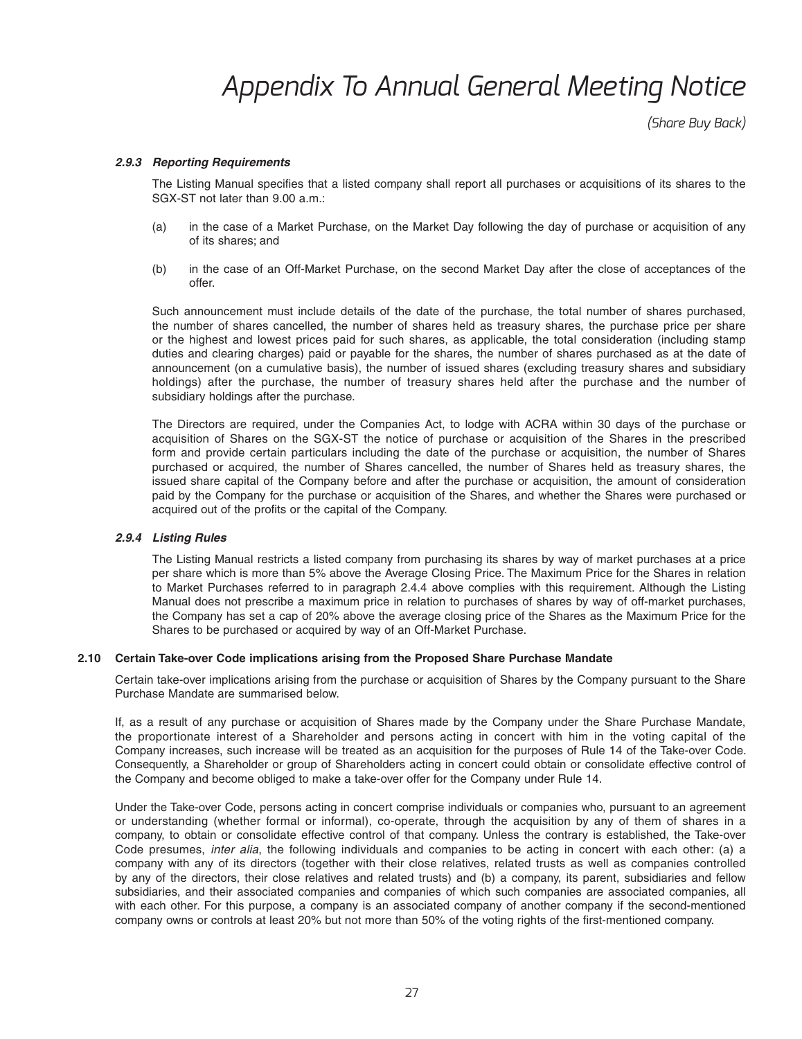#### *2.9.3 Reporting Requirements*

The Listing Manual specifies that a listed company shall report all purchases or acquisitions of its shares to the SGX-ST not later than 9.00 a.m.:

(a) in the case of a Market Purchase, on the Market Day following the day of purchase or acquisition of any of its shares; and

(b) in the case of an Off-Market Purchase, on the second Market Day after the close of acceptances of the offer.

Such announcement must include details of the date of the purchase, the total number of shares purchased, the number of shares cancelled, the number of shares held as treasury shares, the purchase price per share or the highest and lowest prices paid for such shares, as applicable, the total consideration (including stamp duties and clearing charges) paid or payable for the shares, the number of shares purchased as at the date of announcement (on a cumulative basis), the number of issued shares (excluding treasury shares and subsidiary holdings) after the purchase, the number of treasury shares held after the purchase and the number of subsidiary holdings after the purchase.

The Directors are required, under the Companies Act, to lodge with ACRA within 30 days of the purchase or acquisition of Shares on the SGX-ST the notice of purchase or acquisition of the Shares in the prescribed form and provide certain particulars including the date of the purchase or acquisition, the number of Shares purchased or acquired, the number of Shares cancelled, the number of Shares held as treasury shares, the issued share capital of the Company before and after the purchase or acquisition, the amount of consideration paid by the Company for the purchase or acquisition of the Shares, and whether the Shares were purchased or acquired out of the profits or the capital of the Company.

#### *2.9.4 Listing Rules*

The Listing Manual restricts a listed company from purchasing its shares by way of market purchases at a price per share which is more than 5% above the Average Closing Price. The Maximum Price for the Shares in relation to Market Purchases referred to in paragraph 2.4.4 above complies with this requirement. Although the Listing Manual does not prescribe a maximum price in relation to purchases of shares by way of off-market purchases, the Company has set a cap of 20% above the average closing price of the Shares as the Maximum Price for the Shares to be purchased or acquired by way of an Off-Market Purchase.

### 2.10 Certain Take-over Code implications arising from the Proposed Share Purchase Mandate

Certain take-over implications arising from the purchase or acquisition of Shares by the Company pursuant to the Share Purchase Mandate are summarised below.

If, as a result of any purchase or acquisition of Shares made by the Company under the Share Purchase Mandate, the proportionate interest of a Shareholder and persons acting in concert with him in the voting capital of the Company increases, such increase will be treated as an acquisition for the purposes of Rule 14 of the Take-over Code. Consequently, a Shareholder or group of Shareholders acting in concert could obtain or consolidate effective control of the Company and become obliged to make a take-over offer for the Company under Rule 14.

Under the Take-over Code, persons acting in concert comprise individuals or companies who, pursuant to an agreement or understanding (whether formal or informal), co-operate, through the acquisition by any of them of shares in a company, to obtain or consolidate effective control of that company. Unless the contrary is established, the Take-over Code presumes, *inter alia*, the following individuals and companies to be acting in concert with each other: (a) a company with any of its directors (together with their close relatives, related trusts as well as companies controlled by any of the directors, their close relatives and related trusts) and (b) a company, its parent, subsidiaries and fellow subsidiaries, and their associated companies and companies of which such companies are associated companies, all with each other. For this purpose, a company is an associated company of another company if the second-mentioned company owns or controls at least 20% but not more than 50% of the voting rights of the first-mentioned company.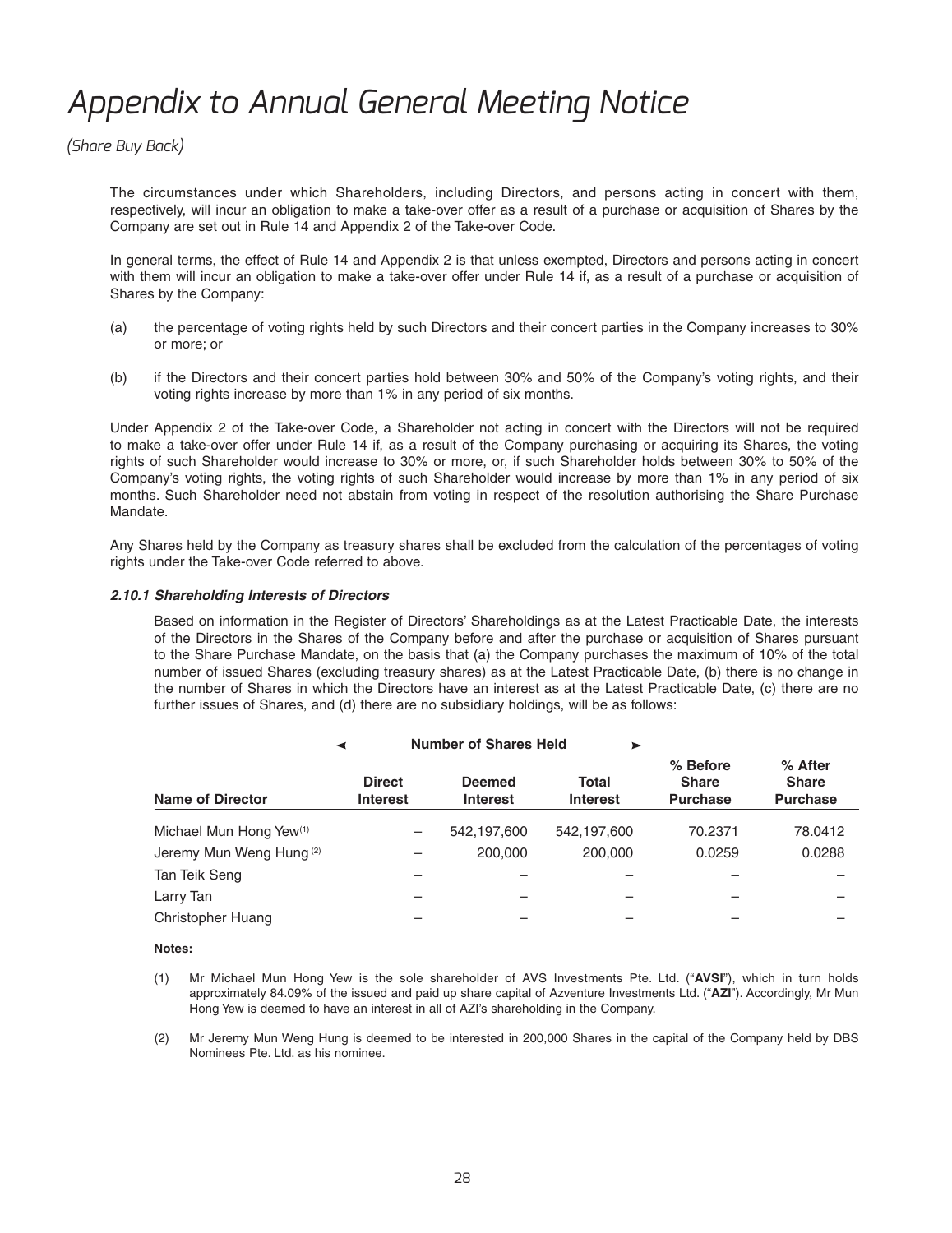# Appendix to Annual General Meeting Notice

*(Share Buy Back)*

The circumstances under which Shareholders, including Directors, and persons acting in concert with them, respectively, will incur an obligation to make a take-over offer as a result of a purchase or acquisition of Shares by the Company are set out in Rule 14 and Appendix 2 of the Take-over Code.

In general terms, the effect of Rule 14 and Appendix 2 is that unless exempted, Directors and persons acting in concert with them will incur an obligation to make a take-over offer under Rule 14 if, as a result of a purchase or acquisition of Shares by the Company:

(a) the percentage of voting rights held by such Directors and their concert parties in the Company increases to 30% or more; or

(b) if the Directors and their concert parties hold between 30% and 50% of the Company's voting rights, and their voting rights increase by more than 1% in any period of six months.

Under Appendix 2 of the Take-over Code, a Shareholder not acting in concert with the Directors will not be required to make a take-over offer under Rule 14 if, as a result of the Company purchasing or acquiring its Shares, the voting rights of such Shareholder would increase to 30% or more, or, if such Shareholder holds between 30% to 50% of the Company's voting rights, the voting rights of such Shareholder would increase by more than 1% in any period of six months. Such Shareholder need not abstain from voting in respect of the resolution authorising the Share Purchase Mandate.

Any Shares held by the Company as treasury shares shall be excluded from the calculation of the percentages of voting rights under the Take-over Code referred to above.

#### *2.10.1 Shareholding Interests of Directors*

Based on information in the Register of Directors' Shareholdings as at the Latest Practicable Date, the interests of the Directors in the Shares of the Company before and after the purchase or acquisition of Shares pursuant to the Share Purchase Mandate, on the basis that (a) the Company purchases the maximum of 10% of the total number of issued Shares (excluding treasury shares) as at the Latest Practicable Date, (b) there is no change in the number of Shares in which the Directors have an interest as at the Latest Practicable Date, (c) there are no further issues of Shares, and (d) there are no subsidiary holdings, will be as follows:

| | Number of Shares Held | | | | |
|---|---|---|---|---|---|
| **Name of Director** | **Direct Interest** | **Deemed Interest** | **Total Interest** | **% Before Share Purchase** | **% After Share Purchase** |
| Michael Mun Hong Yew[(1)] | – | 542,197,600 | 542,197,600 | 70.2371 | 78.0412 |
| Jeremy Mun Weng Hung[(2)] | – | 200,000 | 200,000 | 0.0259 | 0.0288 |
| Tan Teik Seng | – | – | – | – | – |
| Larry Tan | – | – | – | – | – |
| Christopher Huang | – | – | – | – | – |

**Notes:**

(1) Mr Michael Mun Hong Yew is the sole shareholder of AVS Investments Pte. Ltd. ("**AVSI**"), which in turn holds approximately 84.09% of the issued and paid up share capital of Azventure Investments Ltd. ("**AZI**"). Accordingly, Mr Mun Hong Yew is deemed to have an interest in all of AZI's shareholding in the Company.

(2) Mr Jeremy Mun Weng Hung is deemed to be interested in 200,000 Shares in the capital of the Company held by DBS Nominees Pte. Ltd. as his nominee.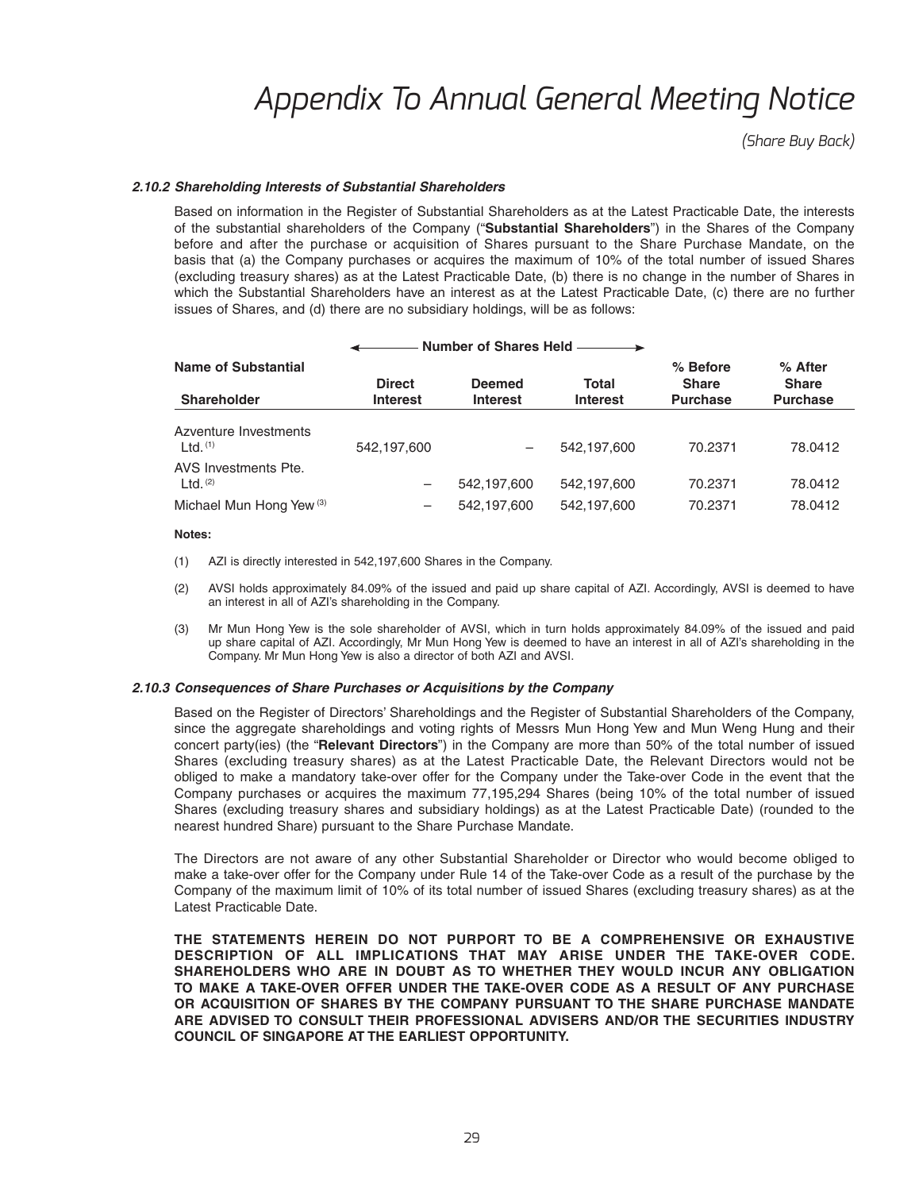#### *2.10.2 Shareholding Interests of Substantial Shareholders*

Based on information in the Register of Substantial Shareholders as at the Latest Practicable Date, the interests of the substantial shareholders of the Company ("**Substantial Shareholders**") in the Shares of the Company before and after the purchase or acquisition of Shares pursuant to the Share Purchase Mandate, on the basis that (a) the Company purchases or acquires the maximum of 10% of the total number of issued Shares (excluding treasury shares) as at the Latest Practicable Date, (b) there is no change in the number of Shares in which the Substantial Shareholders have an interest as at the Latest Practicable Date, (c) there are no further issues of Shares, and (d) there are no subsidiary holdings, will be as follows:

| Name of Substantial Shareholder | Number of Shares Held | | | % Before Share Purchase | % After Share Purchase |
|---|---|---|---|---|---|
| | Direct Interest | Deemed Interest | Total Interest | | |
| Azventure Investments Ltd. [(1)] | 542,197,600 | – | 542,197,600 | 70.2371 | 78.0412 |
| AVS Investments Pte. Ltd. [(2)] | – | 542,197,600 | 542,197,600 | 70.2371 | 78.0412 |
| Michael Mun Hong Yew [(3)] | – | 542,197,600 | 542,197,600 | 70.2371 | 78.0412 |

**Notes:**

(1) AZI is directly interested in 542,197,600 Shares in the Company.

(2) AVSI holds approximately 84.09% of the issued and paid up share capital of AZI. Accordingly, AVSI is deemed to have an interest in all of AZI's shareholding in the Company.

(3) Mr Mun Hong Yew is the sole shareholder of AVSI, which in turn holds approximately 84.09% of the issued and paid up share capital of AZI. Accordingly, Mr Mun Hong Yew is deemed to have an interest in all of AZI's shareholding in the Company. Mr Mun Hong Yew is also a director of both AZI and AVSI.

#### *2.10.3 Consequences of Share Purchases or Acquisitions by the Company*

Based on the Register of Directors' Shareholdings and the Register of Substantial Shareholders of the Company, since the aggregate shareholdings and voting rights of Messrs Mun Hong Yew and Mun Weng Hung and their concert party(ies) (the "**Relevant Directors**") in the Company are more than 50% of the total number of issued Shares (excluding treasury shares) as at the Latest Practicable Date, the Relevant Directors would not be obliged to make a mandatory take-over offer for the Company under the Take-over Code in the event that the Company purchases or acquires the maximum 77,195,294 Shares (being 10% of the total number of issued Shares (excluding treasury shares and subsidiary holdings) as at the Latest Practicable Date) (rounded to the nearest hundred Share) pursuant to the Share Purchase Mandate.

The Directors are not aware of any other Substantial Shareholder or Director who would become obliged to make a take-over offer for the Company under Rule 14 of the Take-over Code as a result of the purchase by the Company of the maximum limit of 10% of its total number of issued Shares (excluding treasury shares) as at the Latest Practicable Date.

**THE STATEMENTS HEREIN DO NOT PURPORT TO BE A COMPREHENSIVE OR EXHAUSTIVE DESCRIPTION OF ALL IMPLICATIONS THAT MAY ARISE UNDER THE TAKE-OVER CODE. SHAREHOLDERS WHO ARE IN DOUBT AS TO WHETHER THEY WOULD INCUR ANY OBLIGATION TO MAKE A TAKE-OVER OFFER UNDER THE TAKE-OVER CODE AS A RESULT OF ANY PURCHASE OR ACQUISITION OF SHARES BY THE COMPANY PURSUANT TO THE SHARE PURCHASE MANDATE ARE ADVISED TO CONSULT THEIR PROFESSIONAL ADVISERS AND/OR THE SECURITIES INDUSTRY COUNCIL OF SINGAPORE AT THE EARLIEST OPPORTUNITY.**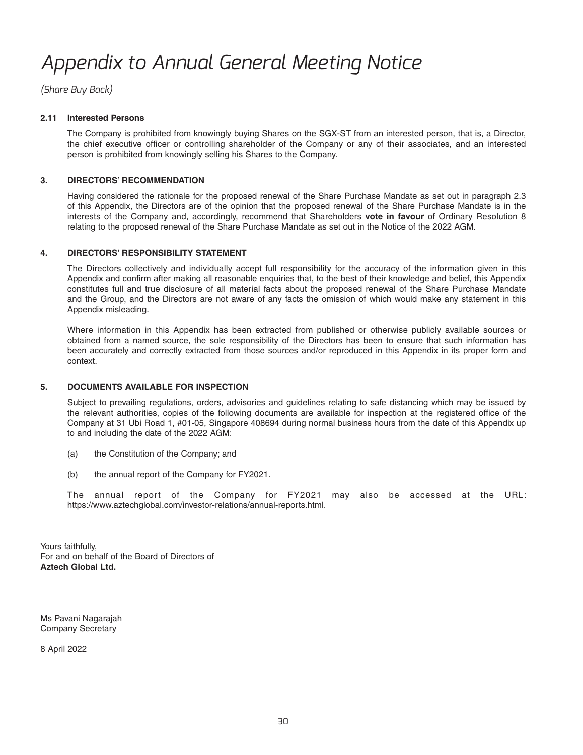# Appendix to Annual General Meeting Notice

*(Share Buy Back)*

### 2.11 Interested Persons

The Company is prohibited from knowingly buying Shares on the SGX-ST from an interested person, that is, a Director, the chief executive officer or controlling shareholder of the Company or any of their associates, and an interested person is prohibited from knowingly selling his Shares to the Company.

## 3. DIRECTORS' RECOMMENDATION

Having considered the rationale for the proposed renewal of the Share Purchase Mandate as set out in paragraph 2.3 of this Appendix, the Directors are of the opinion that the proposed renewal of the Share Purchase Mandate is in the interests of the Company and, accordingly, recommend that Shareholders **vote in favour** of Ordinary Resolution 8 relating to the proposed renewal of the Share Purchase Mandate as set out in the Notice of the 2022 AGM.

## 4. DIRECTORS' RESPONSIBILITY STATEMENT

The Directors collectively and individually accept full responsibility for the accuracy of the information given in this Appendix and confirm after making all reasonable enquiries that, to the best of their knowledge and belief, this Appendix constitutes full and true disclosure of all material facts about the proposed renewal of the Share Purchase Mandate and the Group, and the Directors are not aware of any facts the omission of which would make any statement in this Appendix misleading.

Where information in this Appendix has been extracted from published or otherwise publicly available sources or obtained from a named source, the sole responsibility of the Directors has been to ensure that such information has been accurately and correctly extracted from those sources and/or reproduced in this Appendix in its proper form and context.

## 5. DOCUMENTS AVAILABLE FOR INSPECTION

Subject to prevailing regulations, orders, advisories and guidelines relating to safe distancing which may be issued by the relevant authorities, copies of the following documents are available for inspection at the registered office of the Company at 31 Ubi Road 1, #01-05, Singapore 408694 during normal business hours from the date of this Appendix up to and including the date of the 2022 AGM:

(a) the Constitution of the Company; and

(b) the annual report of the Company for FY2021.

The annual report of the Company for FY2021 may also be accessed at the URL: https://www.aztechglobal.com/investor-relations/annual-reports.html.

Yours faithfully,
For and on behalf of the Board of Directors of
**Aztech Global Ltd.**

Ms Pavani Nagarajah
Company Secretary

8 April 2022